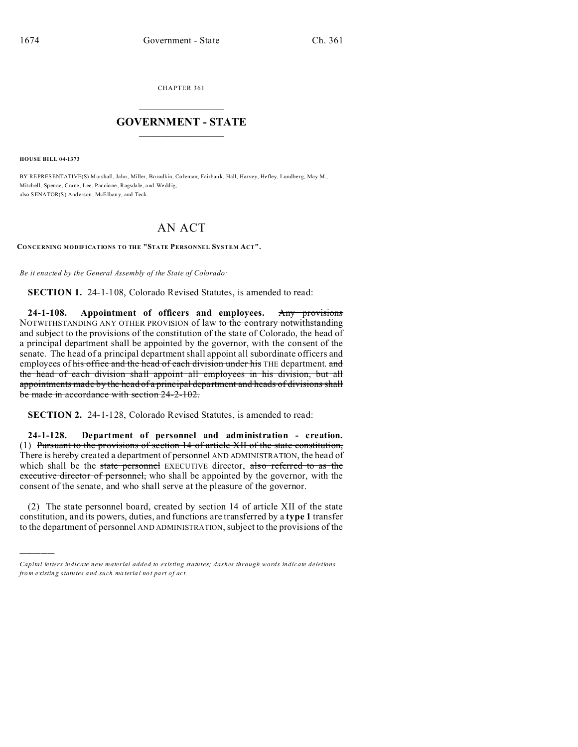CHAPTER 361

# GOVERNMENT - STATE

**HOUSE BILL 04-1373**

BY REPRESENTATIVE(S) Marshall, Jahn, Miller, Borodkin, Coleman, Fairbank, Hall, Harvey, Hefley, Lundberg, May M., Mitchell, Spence, Crane, Lee, Paccione, Ragsdale, and Weddig;
also SENATOR(S) Anderson, McElhany, and Teck.

# AN ACT

**CONCERNING MODIFICATIONS TO THE "STATE PERSONNEL SYSTEM ACT".**

*Be it enacted by the General Assembly of the State of Colorado:*

**SECTION 1.** 24-1-108, Colorado Revised Statutes, is amended to read:

**24-1-108. Appointment of officers and employees.** ~~Any provisions~~ NOTWITHSTANDING ANY OTHER PROVISION of law ~~to the contrary notwithstanding~~ and subject to the provisions of the constitution of the state of Colorado, the head of a principal department shall be appointed by the governor, with the consent of the senate. The head of a principal department shall appoint all subordinate officers and employees of ~~his office and the head of each division under his~~ THE department. ~~and the head of each division shall appoint all employees in his division, but all appointments made by the head of a principal department and heads of divisions shall be made in accordance with section 24-2-102.~~

**SECTION 2.** 24-1-128, Colorado Revised Statutes, is amended to read:

**24-1-128. Department of personnel and administration - creation.** (1) ~~Pursuant to the provisions of section 14 of article XII of the state constitution,~~ There is hereby created a department of personnel AND ADMINISTRATION, the head of which shall be the ~~state personnel~~ EXECUTIVE director, ~~also referred to as the executive director of personnel,~~ who shall be appointed by the governor, with the consent of the senate, and who shall serve at the pleasure of the governor.

(2) The state personnel board, created by section 14 of article XII of the state constitution, and its powers, duties, and functions are transferred by a **type 1** transfer to the department of personnel AND ADMINISTRATION, subject to the provisions of the

---

*Capital letters indicate new material added to existing statutes; dashes through words indicate deletions from existing statutes and such material not part of act.*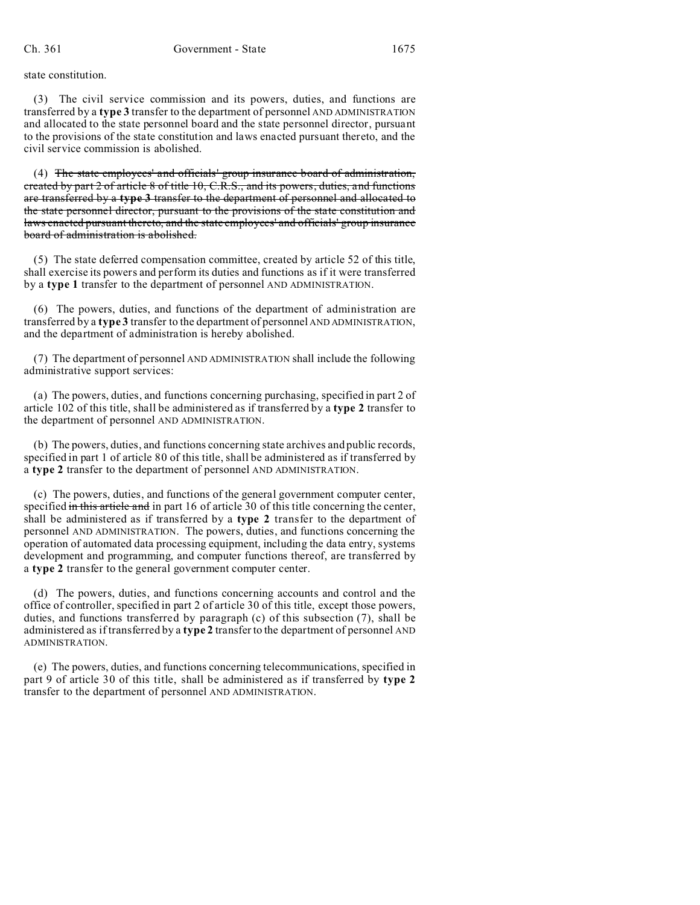state constitution.

(3) The civil service commission and its powers, duties, and functions are transferred by a **type 3** transfer to the department of personnel AND ADMINISTRATION and allocated to the state personnel board and the state personnel director, pursuant to the provisions of the state constitution and laws enacted pursuant thereto, and the civil service commission is abolished.

(4) ~~The state employees' and officials' group insurance board of administration, created by part 2 of article 8 of title 10, C.R.S., and its powers, duties, and functions are transferred by a **type 3** transfer to the department of personnel and allocated to the state personnel director, pursuant to the provisions of the state constitution and laws enacted pursuant thereto, and the state employees' and officials' group insurance board of administration is abolished.~~

(5) The state deferred compensation committee, created by article 52 of this title, shall exercise its powers and perform its duties and functions as if it were transferred by a **type 1** transfer to the department of personnel AND ADMINISTRATION.

(6) The powers, duties, and functions of the department of administration are transferred by a **type 3** transfer to the department of personnel AND ADMINISTRATION, and the department of administration is hereby abolished.

(7) The department of personnel AND ADMINISTRATION shall include the following administrative support services:

(a) The powers, duties, and functions concerning purchasing, specified in part 2 of article 102 of this title, shall be administered as if transferred by a **type 2** transfer to the department of personnel AND ADMINISTRATION.

(b) The powers, duties, and functions concerning state archives and public records, specified in part 1 of article 80 of this title, shall be administered as if transferred by a **type 2** transfer to the department of personnel AND ADMINISTRATION.

(c) The powers, duties, and functions of the general government computer center, specified ~~in this article and~~ in part 16 of article 30 of this title concerning the center, shall be administered as if transferred by a **type 2** transfer to the department of personnel AND ADMINISTRATION. The powers, duties, and functions concerning the operation of automated data processing equipment, including the data entry, systems development and programming, and computer functions thereof, are transferred by a **type 2** transfer to the general government computer center.

(d) The powers, duties, and functions concerning accounts and control and the office of controller, specified in part 2 of article 30 of this title, except those powers, duties, and functions transferred by paragraph (c) of this subsection (7), shall be administered as if transferred by a **type 2** transfer to the department of personnel AND ADMINISTRATION.

(e) The powers, duties, and functions concerning telecommunications, specified in part 9 of article 30 of this title, shall be administered as if transferred by **type 2** transfer to the department of personnel AND ADMINISTRATION.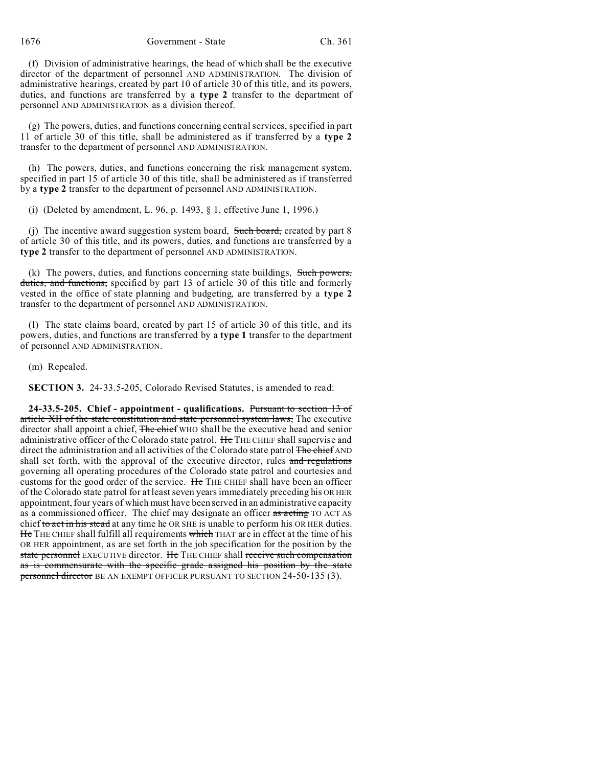(f) Division of administrative hearings, the head of which shall be the executive director of the department of personnel AND ADMINISTRATION. The division of administrative hearings, created by part 10 of article 30 of this title, and its powers, duties, and functions are transferred by a **type 2** transfer to the department of personnel AND ADMINISTRATION as a division thereof.

(g) The powers, duties, and functions concerning central services, specified in part 11 of article 30 of this title, shall be administered as if transferred by a **type 2** transfer to the department of personnel AND ADMINISTRATION.

(h) The powers, duties, and functions concerning the risk management system, specified in part 15 of article 30 of this title, shall be administered as if transferred by a **type 2** transfer to the department of personnel AND ADMINISTRATION.

(i) (Deleted by amendment, L. 96, p. 1493, § 1, effective June 1, 1996.)

(j) The incentive award suggestion system board, ~~Such board,~~ created by part 8 of article 30 of this title, and its powers, duties, and functions are transferred by a **type 2** transfer to the department of personnel AND ADMINISTRATION.

(k) The powers, duties, and functions concerning state buildings, ~~Such powers, duties, and functions,~~ specified by part 13 of article 30 of this title and formerly vested in the office of state planning and budgeting, are transferred by a **type 2** transfer to the department of personnel AND ADMINISTRATION.

(l) The state claims board, created by part 15 of article 30 of this title, and its powers, duties, and functions are transferred by a **type 1** transfer to the department of personnel AND ADMINISTRATION.

(m) Repealed.

**SECTION 3.** 24-33.5-205, Colorado Revised Statutes, is amended to read:

**24-33.5-205. Chief - appointment - qualifications.** ~~Pursuant to section 13 of article XII of the state constitution and state personnel system laws,~~ The executive director shall appoint a chief, ~~The chief~~ WHO shall be the executive head and senior administrative officer of the Colorado state patrol. ~~He~~ THE CHIEF shall supervise and direct the administration and all activities of the Colorado state patrol ~~The chief~~ AND shall set forth, with the approval of the executive director, rules ~~and regulations~~ governing all operating procedures of the Colorado state patrol and courtesies and customs for the good order of the service. ~~He~~ THE CHIEF shall have been an officer of the Colorado state patrol for at least seven years immediately preceding his OR HER appointment, four years of which must have been served in an administrative capacity as a commissioned officer. The chief may designate an officer ~~as acting~~ TO ACT AS chief ~~to act in his stead~~ at any time he OR SHE is unable to perform his OR HER duties. ~~He~~ THE CHIEF shall fulfill all requirements ~~which~~ THAT are in effect at the time of his OR HER appointment, as are set forth in the job specification for the position by the ~~state personnel~~ EXECUTIVE director. ~~He~~ THE CHIEF shall ~~receive such compensation as is commensurate with the specific grade assigned his position by the state personnel director~~ BE AN EXEMPT OFFICER PURSUANT TO SECTION 24-50-135 (3).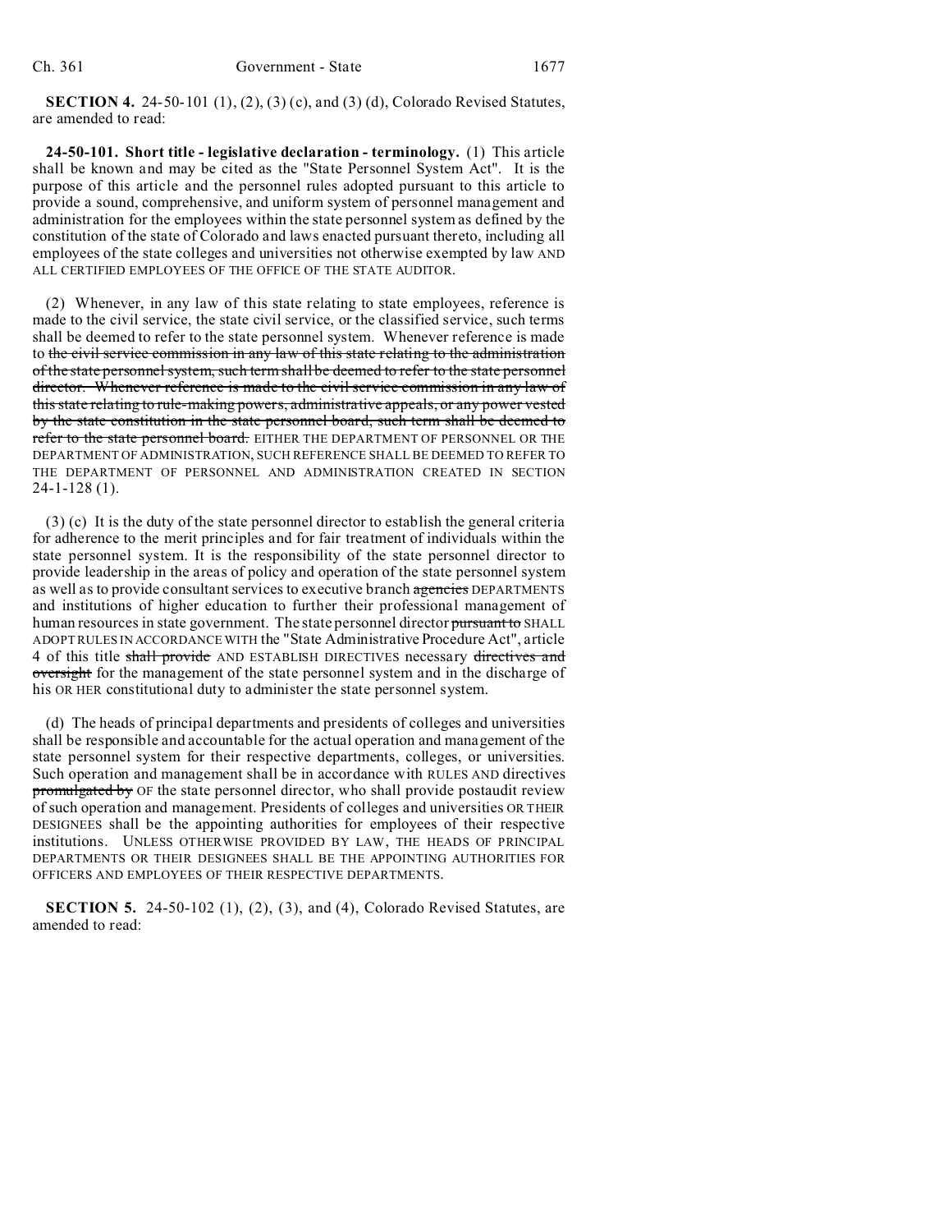**SECTION 4.** 24-50-101 (1), (2), (3) (c), and (3) (d), Colorado Revised Statutes, are amended to read:

**24-50-101. Short title - legislative declaration - terminology.** (1) This article shall be known and may be cited as the "State Personnel System Act". It is the purpose of this article and the personnel rules adopted pursuant to this article to provide a sound, comprehensive, and uniform system of personnel management and administration for the employees within the state personnel system as defined by the constitution of the state of Colorado and laws enacted pursuant thereto, including all employees of the state colleges and universities not otherwise exempted by law AND ALL CERTIFIED EMPLOYEES OF THE OFFICE OF THE STATE AUDITOR.

(2) Whenever, in any law of this state relating to state employees, reference is made to the civil service, the state civil service, or the classified service, such terms shall be deemed to refer to the state personnel system. Whenever reference is made to ~~the civil service commission in any law of this state relating to the administration of the state personnel system, such term shall be deemed to refer to the state personnel director. Whenever reference is made to the civil service commission in any law of this state relating to rule-making powers, administrative appeals, or any power vested by the state constitution in the state personnel board, such term shall be deemed to refer to the state personnel board.~~ EITHER THE DEPARTMENT OF PERSONNEL OR THE DEPARTMENT OF ADMINISTRATION, SUCH REFERENCE SHALL BE DEEMED TO REFER TO THE DEPARTMENT OF PERSONNEL AND ADMINISTRATION CREATED IN SECTION 24-1-128 (1).

(3) (c) It is the duty of the state personnel director to establish the general criteria for adherence to the merit principles and for fair treatment of individuals within the state personnel system. It is the responsibility of the state personnel director to provide leadership in the areas of policy and operation of the state personnel system as well as to provide consultant services to executive branch ~~agencies~~ DEPARTMENTS and institutions of higher education to further their professional management of human resources in state government. The state personnel director ~~pursuant to~~ SHALL ADOPT RULES IN ACCORDANCE WITH the "State Administrative Procedure Act", article 4 of this title ~~shall provide~~ AND ESTABLISH DIRECTIVES necessary ~~directives and oversight~~ for the management of the state personnel system and in the discharge of his OR HER constitutional duty to administer the state personnel system.

(d) The heads of principal departments and presidents of colleges and universities shall be responsible and accountable for the actual operation and management of the state personnel system for their respective departments, colleges, or universities. Such operation and management shall be in accordance with RULES AND directives ~~promulgated by~~ OF the state personnel director, who shall provide postaudit review of such operation and management. Presidents of colleges and universities OR THEIR DESIGNEES shall be the appointing authorities for employees of their respective institutions. UNLESS OTHERWISE PROVIDED BY LAW, THE HEADS OF PRINCIPAL DEPARTMENTS OR THEIR DESIGNEES SHALL BE THE APPOINTING AUTHORITIES FOR OFFICERS AND EMPLOYEES OF THEIR RESPECTIVE DEPARTMENTS.

**SECTION 5.** 24-50-102 (1), (2), (3), and (4), Colorado Revised Statutes, are amended to read: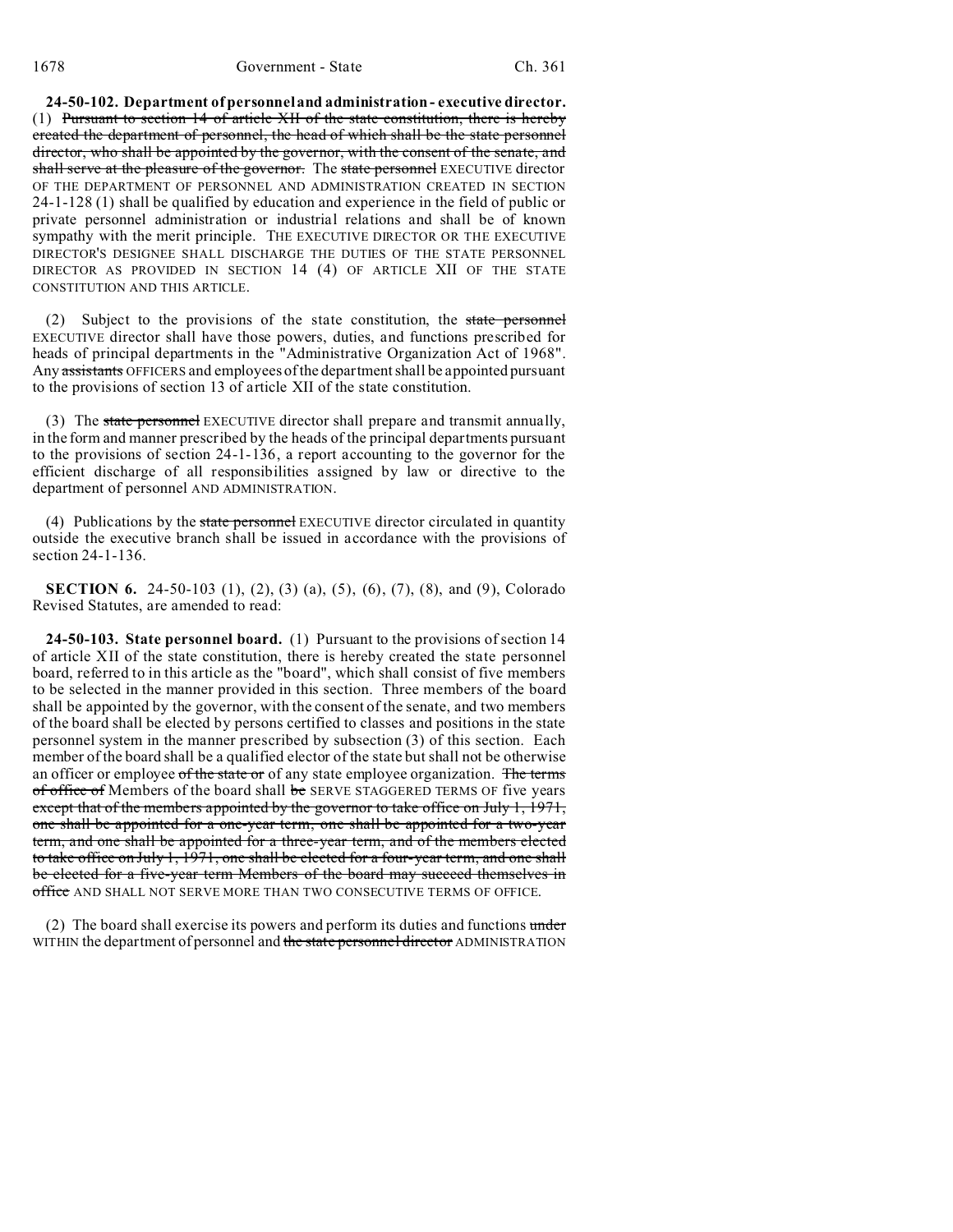**24-50-102. Department of personnel and administration - executive director.** (1) ~~Pursuant to section 14 of article XII of the state constitution, there is hereby created the department of personnel, the head of which shall be the state personnel director, who shall be appointed by the governor, with the consent of the senate, and shall serve at the pleasure of the governor.~~ The ~~state personnel~~ EXECUTIVE director OF THE DEPARTMENT OF PERSONNEL AND ADMINISTRATION CREATED IN SECTION 24-1-128 (1) shall be qualified by education and experience in the field of public or private personnel administration or industrial relations and shall be of known sympathy with the merit principle. THE EXECUTIVE DIRECTOR OR THE EXECUTIVE DIRECTOR'S DESIGNEE SHALL DISCHARGE THE DUTIES OF THE STATE PERSONNEL DIRECTOR AS PROVIDED IN SECTION 14 (4) OF ARTICLE XII OF THE STATE CONSTITUTION AND THIS ARTICLE.

(2) Subject to the provisions of the state constitution, the ~~state personnel~~ EXECUTIVE director shall have those powers, duties, and functions prescribed for heads of principal departments in the "Administrative Organization Act of 1968". Any ~~assistants~~ OFFICERS and employees of the department shall be appointed pursuant to the provisions of section 13 of article XII of the state constitution.

(3) The ~~state personnel~~ EXECUTIVE director shall prepare and transmit annually, in the form and manner prescribed by the heads of the principal departments pursuant to the provisions of section 24-1-136, a report accounting to the governor for the efficient discharge of all responsibilities assigned by law or directive to the department of personnel AND ADMINISTRATION.

(4) Publications by the ~~state personnel~~ EXECUTIVE director circulated in quantity outside the executive branch shall be issued in accordance with the provisions of section 24-1-136.

**SECTION 6.** 24-50-103 (1), (2), (3) (a), (5), (6), (7), (8), and (9), Colorado Revised Statutes, are amended to read:

**24-50-103. State personnel board.** (1) Pursuant to the provisions of section 14 of article XII of the state constitution, there is hereby created the state personnel board, referred to in this article as the "board", which shall consist of five members to be selected in the manner provided in this section. Three members of the board shall be appointed by the governor, with the consent of the senate, and two members of the board shall be elected by persons certified to classes and positions in the state personnel system in the manner prescribed by subsection (3) of this section. Each member of the board shall be a qualified elector of the state but shall not be otherwise an officer or employee ~~of the state or~~ of any state employee organization. ~~The terms of office of~~ Members of the board shall ~~be~~ SERVE STAGGERED TERMS OF five years ~~except that of the members appointed by the governor to take office on July 1, 1971, one shall be appointed for a one-year term, one shall be appointed for a two-year term, and one shall be appointed for a three-year term, and of the members elected to take office on July 1, 1971, one shall be elected for a four-year term, and one shall be elected for a five-year term Members of the board may succeed themselves in office~~ AND SHALL NOT SERVE MORE THAN TWO CONSECUTIVE TERMS OF OFFICE.

(2) The board shall exercise its powers and perform its duties and functions ~~under~~ WITHIN the department of personnel and ~~the state personnel director~~ ADMINISTRATION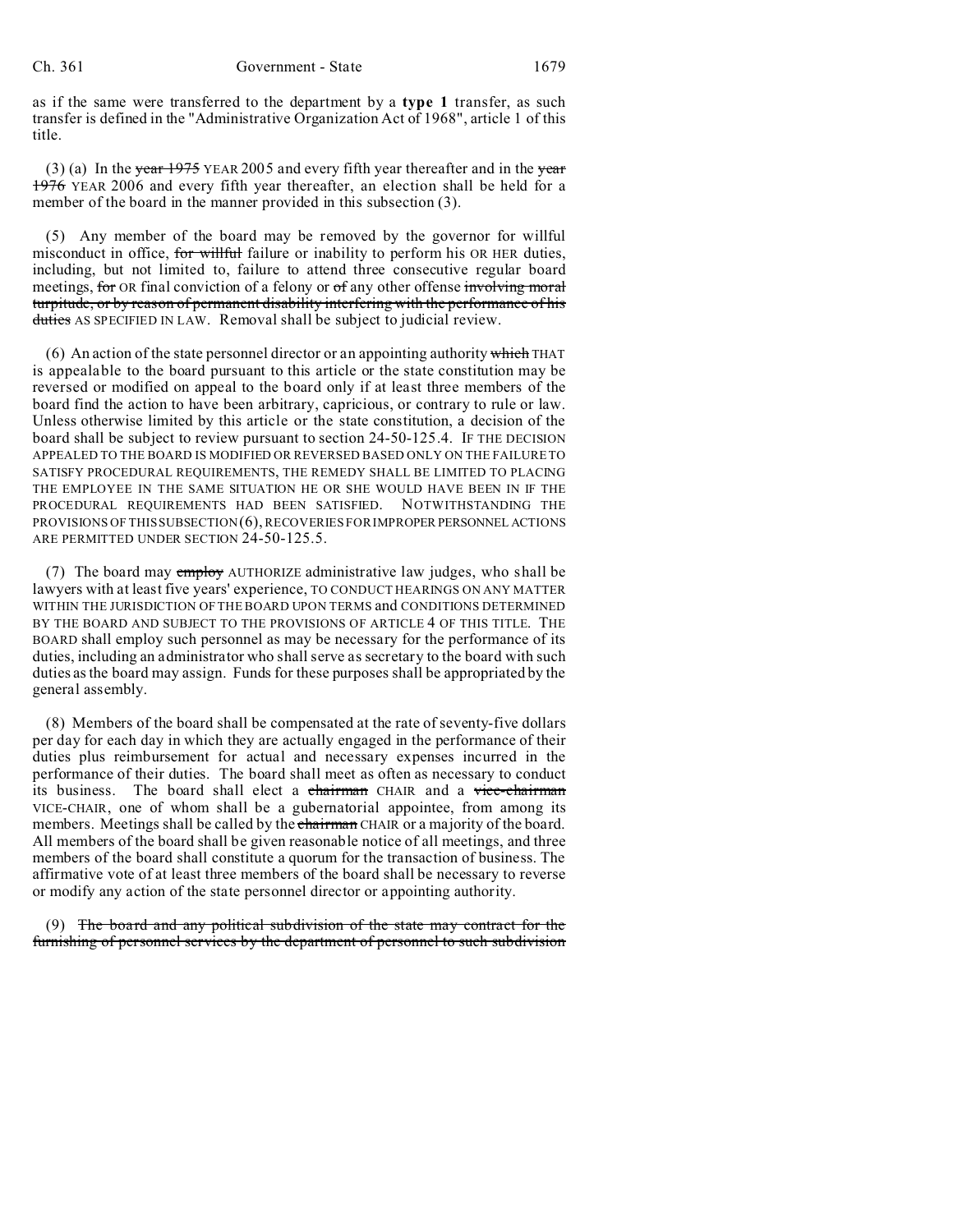as if the same were transferred to the department by a **type 1** transfer, as such transfer is defined in the "Administrative Organization Act of 1968", article 1 of this title.

(3) (a) In the ~~year 1975~~ YEAR 2005 and every fifth year thereafter and in the ~~year 1976~~ YEAR 2006 and every fifth year thereafter, an election shall be held for a member of the board in the manner provided in this subsection (3).

(5) Any member of the board may be removed by the governor for willful misconduct in office, ~~for willful~~ failure or inability to perform his OR HER duties, including, but not limited to, failure to attend three consecutive regular board meetings, ~~for~~ OR final conviction of a felony or ~~of~~ any other offense ~~involving moral turpitude, or by reason of permanent disability interfering with the performance of his duties~~ AS SPECIFIED IN LAW. Removal shall be subject to judicial review.

(6) An action of the state personnel director or an appointing authority ~~which~~ THAT is appealable to the board pursuant to this article or the state constitution may be reversed or modified on appeal to the board only if at least three members of the board find the action to have been arbitrary, capricious, or contrary to rule or law. Unless otherwise limited by this article or the state constitution, a decision of the board shall be subject to review pursuant to section 24-50-125.4. IF THE DECISION APPEALED TO THE BOARD IS MODIFIED OR REVERSED BASED ONLY ON THE FAILURE TO SATISFY PROCEDURAL REQUIREMENTS, THE REMEDY SHALL BE LIMITED TO PLACING THE EMPLOYEE IN THE SAME SITUATION HE OR SHE WOULD HAVE BEEN IN IF THE PROCEDURAL REQUIREMENTS HAD BEEN SATISFIED. NOTWITHSTANDING THE PROVISIONS OF THIS SUBSECTION (6), RECOVERIES FOR IMPROPER PERSONNEL ACTIONS ARE PERMITTED UNDER SECTION 24-50-125.5.

(7) The board may ~~employ~~ AUTHORIZE administrative law judges, who shall be lawyers with at least five years' experience, TO CONDUCT HEARINGS ON ANY MATTER WITHIN THE JURISDICTION OF THE BOARD UPON TERMS and CONDITIONS DETERMINED BY THE BOARD AND SUBJECT TO THE PROVISIONS OF ARTICLE 4 OF THIS TITLE. THE BOARD shall employ such personnel as may be necessary for the performance of its duties, including an administrator who shall serve as secretary to the board with such duties as the board may assign. Funds for these purposes shall be appropriated by the general assembly.

(8) Members of the board shall be compensated at the rate of seventy-five dollars per day for each day in which they are actually engaged in the performance of their duties plus reimbursement for actual and necessary expenses incurred in the performance of their duties. The board shall meet as often as necessary to conduct its business. The board shall elect a ~~chairman~~ CHAIR and a ~~vice-chairman~~ VICE-CHAIR, one of whom shall be a gubernatorial appointee, from among its members. Meetings shall be called by the ~~chairman~~ CHAIR or a majority of the board. All members of the board shall be given reasonable notice of all meetings, and three members of the board shall constitute a quorum for the transaction of business. The affirmative vote of at least three members of the board shall be necessary to reverse or modify any action of the state personnel director or appointing authority.

(9) ~~The board and any political subdivision of the state may contract for the furnishing of personnel services by the department of personnel to such subdivision~~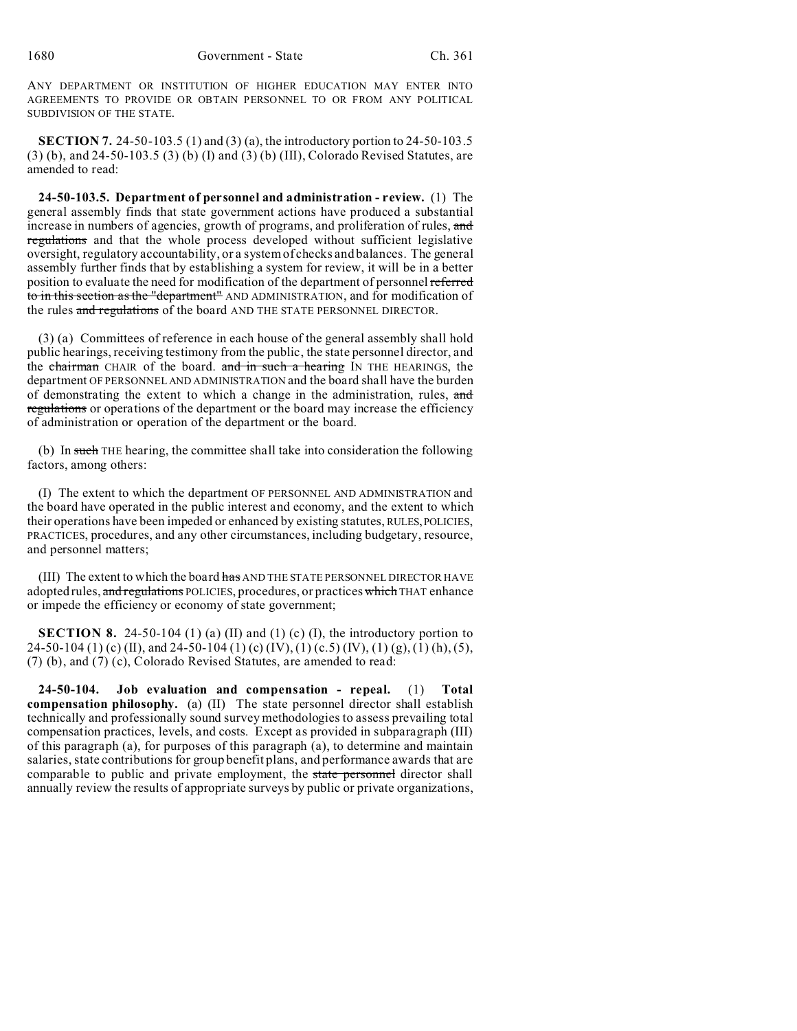ANY DEPARTMENT OR INSTITUTION OF HIGHER EDUCATION MAY ENTER INTO AGREEMENTS TO PROVIDE OR OBTAIN PERSONNEL TO OR FROM ANY POLITICAL SUBDIVISION OF THE STATE.

**SECTION 7.** 24-50-103.5 (1) and (3) (a), the introductory portion to 24-50-103.5 (3) (b), and 24-50-103.5 (3) (b) (I) and (3) (b) (III), Colorado Revised Statutes, are amended to read:

**24-50-103.5. Department of personnel and administration - review.** (1) The general assembly finds that state government actions have produced a substantial increase in numbers of agencies, growth of programs, and proliferation of rules, ~~and regulations~~ and that the whole process developed without sufficient legislative oversight, regulatory accountability, or a system of checks and balances. The general assembly further finds that by establishing a system for review, it will be in a better position to evaluate the need for modification of the department of personnel ~~referred to in this section as the "department"~~ AND ADMINISTRATION, and for modification of the rules ~~and regulations~~ of the board AND THE STATE PERSONNEL DIRECTOR.

(3) (a) Committees of reference in each house of the general assembly shall hold public hearings, receiving testimony from the public, the state personnel director, and the ~~chairman~~ CHAIR of the board. ~~and in such a hearing~~ IN THE HEARINGS, the department OF PERSONNEL AND ADMINISTRATION and the board shall have the burden of demonstrating the extent to which a change in the administration, rules, ~~and regulations~~ or operations of the department or the board may increase the efficiency of administration or operation of the department or the board.

(b) In ~~such~~ THE hearing, the committee shall take into consideration the following factors, among others:

(I) The extent to which the department OF PERSONNEL AND ADMINISTRATION and the board have operated in the public interest and economy, and the extent to which their operations have been impeded or enhanced by existing statutes, RULES, POLICIES, PRACTICES, procedures, and any other circumstances, including budgetary, resource, and personnel matters;

(III) The extent to which the board ~~has~~ AND THE STATE PERSONNEL DIRECTOR HAVE adopted rules, ~~and regulations~~ POLICIES, procedures, or practices ~~which~~ THAT enhance or impede the efficiency or economy of state government;

**SECTION 8.** 24-50-104 (1) (a) (II) and (1) (c) (I), the introductory portion to 24-50-104 (1) (c) (II), and 24-50-104 (1) (c) (IV), (1) (c.5) (IV), (1) (g), (1) (h), (5), (7) (b), and (7) (c), Colorado Revised Statutes, are amended to read:

**24-50-104. Job evaluation and compensation - repeal.** (1) **Total compensation philosophy.** (a) (II) The state personnel director shall establish technically and professionally sound survey methodologies to assess prevailing total compensation practices, levels, and costs. Except as provided in subparagraph (III) of this paragraph (a), for purposes of this paragraph (a), to determine and maintain salaries, state contributions for group benefit plans, and performance awards that are comparable to public and private employment, the ~~state personnel~~ director shall annually review the results of appropriate surveys by public or private organizations,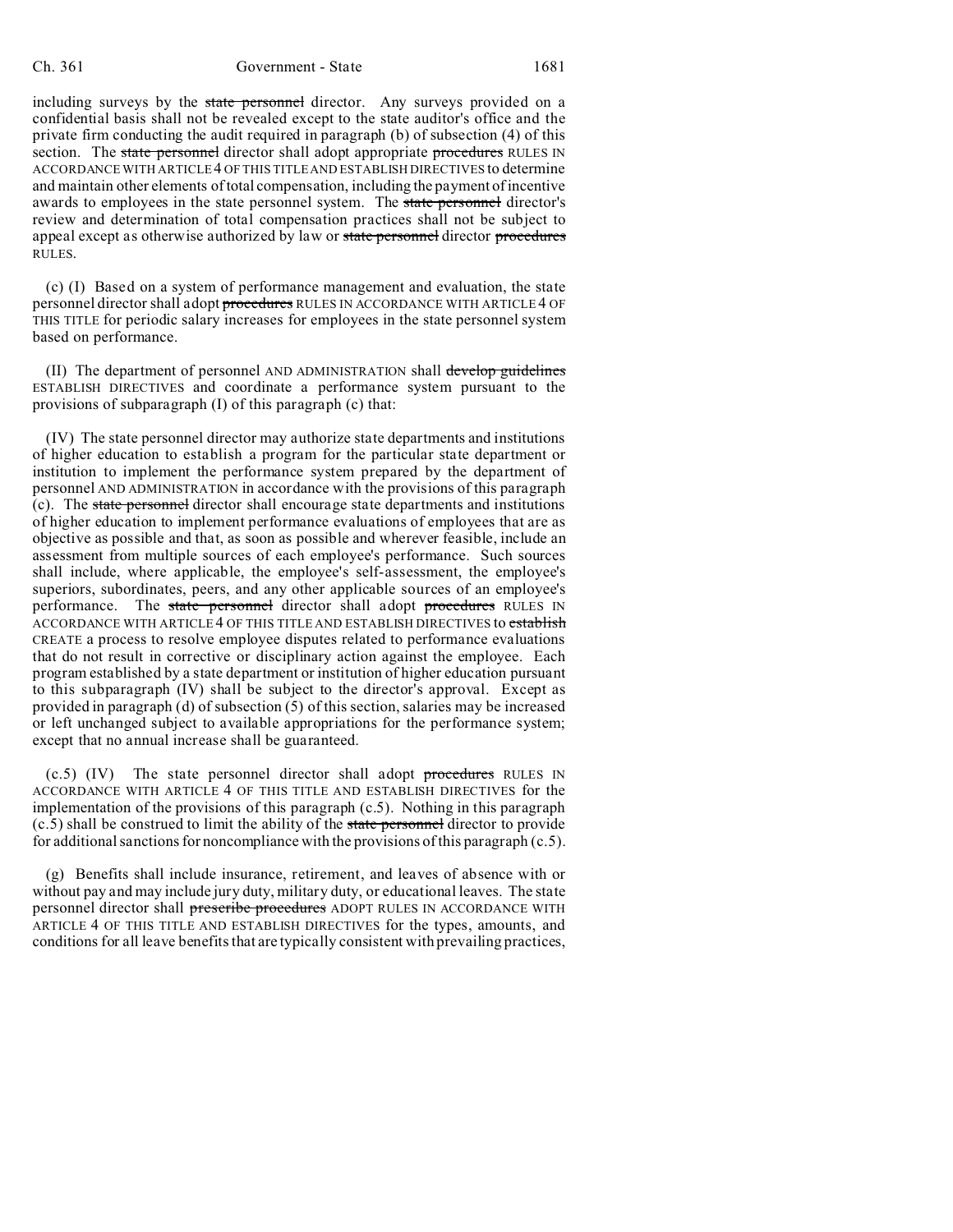including surveys by the ~~state personnel~~ director. Any surveys provided on a confidential basis shall not be revealed except to the state auditor's office and the private firm conducting the audit required in paragraph (b) of subsection (4) of this section. The ~~state personnel~~ director shall adopt appropriate ~~procedures~~ RULES IN ACCORDANCE WITH ARTICLE 4 OF THIS TITLE AND ESTABLISH DIRECTIVES to determine and maintain other elements of total compensation, including the payment of incentive awards to employees in the state personnel system. The ~~state personnel~~ director's review and determination of total compensation practices shall not be subject to appeal except as otherwise authorized by law or ~~state personnel~~ director ~~procedures~~ RULES.

(c) (I) Based on a system of performance management and evaluation, the state personnel director shall adopt ~~procedures~~ RULES IN ACCORDANCE WITH ARTICLE 4 OF THIS TITLE for periodic salary increases for employees in the state personnel system based on performance.

(II) The department of personnel AND ADMINISTRATION shall ~~develop guidelines~~ ESTABLISH DIRECTIVES and coordinate a performance system pursuant to the provisions of subparagraph (I) of this paragraph (c) that:

(IV) The state personnel director may authorize state departments and institutions of higher education to establish a program for the particular state department or institution to implement the performance system prepared by the department of personnel AND ADMINISTRATION in accordance with the provisions of this paragraph (c). The ~~state personnel~~ director shall encourage state departments and institutions of higher education to implement performance evaluations of employees that are as objective as possible and that, as soon as possible and wherever feasible, include an assessment from multiple sources of each employee's performance. Such sources shall include, where applicable, the employee's self-assessment, the employee's superiors, subordinates, peers, and any other applicable sources of an employee's performance. The ~~state personnel~~ director shall adopt ~~procedures~~ RULES IN ACCORDANCE WITH ARTICLE 4 OF THIS TITLE AND ESTABLISH DIRECTIVES to ~~establish~~ CREATE a process to resolve employee disputes related to performance evaluations that do not result in corrective or disciplinary action against the employee. Each program established by a state department or institution of higher education pursuant to this subparagraph (IV) shall be subject to the director's approval. Except as provided in paragraph (d) of subsection (5) of this section, salaries may be increased or left unchanged subject to available appropriations for the performance system; except that no annual increase shall be guaranteed.

(c.5) (IV) The state personnel director shall adopt ~~procedures~~ RULES IN ACCORDANCE WITH ARTICLE 4 OF THIS TITLE AND ESTABLISH DIRECTIVES for the implementation of the provisions of this paragraph (c.5). Nothing in this paragraph (c.5) shall be construed to limit the ability of the ~~state personnel~~ director to provide for additional sanctions for noncompliance with the provisions of this paragraph (c.5).

(g) Benefits shall include insurance, retirement, and leaves of absence with or without pay and may include jury duty, military duty, or educational leaves. The state personnel director shall ~~prescribe procedures~~ ADOPT RULES IN ACCORDANCE WITH ARTICLE 4 OF THIS TITLE AND ESTABLISH DIRECTIVES for the types, amounts, and conditions for all leave benefits that are typically consistent with prevailing practices,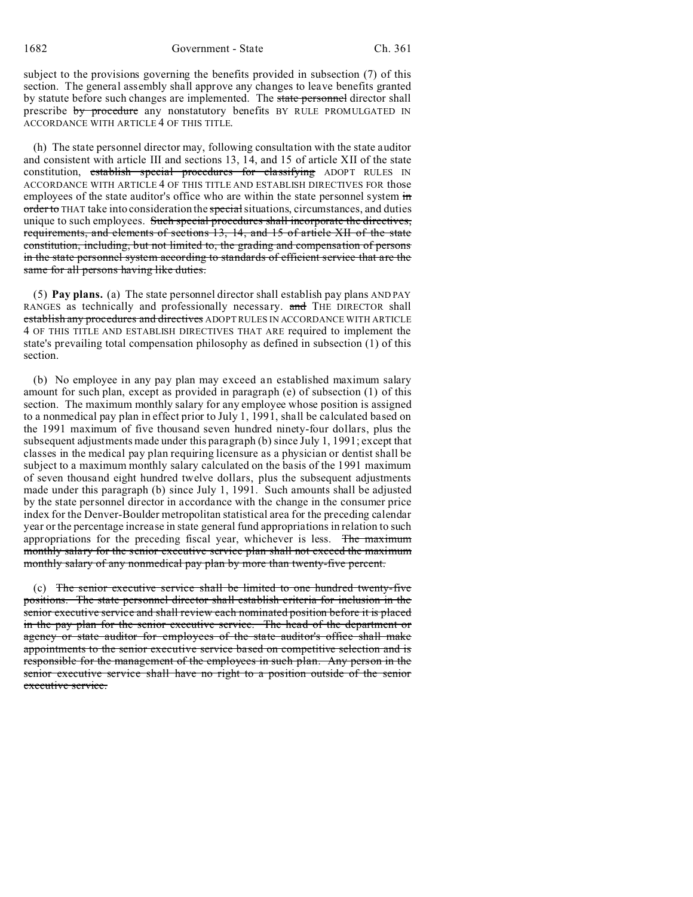subject to the provisions governing the benefits provided in subsection (7) of this section. The general assembly shall approve any changes to leave benefits granted by statute before such changes are implemented. The ~~state personnel~~ director shall prescribe ~~by procedure~~ any nonstatutory benefits BY RULE PROMULGATED IN ACCORDANCE WITH ARTICLE 4 OF THIS TITLE.

(h) The state personnel director may, following consultation with the state auditor and consistent with article III and sections 13, 14, and 15 of article XII of the state constitution, ~~establish special procedures for classifying~~ ADOPT RULES IN ACCORDANCE WITH ARTICLE 4 OF THIS TITLE AND ESTABLISH DIRECTIVES FOR those employees of the state auditor's office who are within the state personnel system ~~in order to~~ THAT take into consideration the ~~special~~ situations, circumstances, and duties unique to such employees. ~~Such special procedures shall incorporate the directives, requirements, and elements of sections 13, 14, and 15 of article XII of the state constitution, including, but not limited to, the grading and compensation of persons in the state personnel system according to standards of efficient service that are the same for all persons having like duties.~~

(5) **Pay plans.** (a) The state personnel director shall establish pay plans AND PAY RANGES as technically and professionally necessary. ~~and~~ THE DIRECTOR shall ~~establish any procedures and directives~~ ADOPT RULES IN ACCORDANCE WITH ARTICLE 4 OF THIS TITLE AND ESTABLISH DIRECTIVES THAT ARE required to implement the state's prevailing total compensation philosophy as defined in subsection (1) of this section.

(b) No employee in any pay plan may exceed an established maximum salary amount for such plan, except as provided in paragraph (e) of subsection (1) of this section. The maximum monthly salary for any employee whose position is assigned to a nonmedical pay plan in effect prior to July 1, 1991, shall be calculated based on the 1991 maximum of five thousand seven hundred ninety-four dollars, plus the subsequent adjustments made under this paragraph (b) since July 1, 1991; except that classes in the medical pay plan requiring licensure as a physician or dentist shall be subject to a maximum monthly salary calculated on the basis of the 1991 maximum of seven thousand eight hundred twelve dollars, plus the subsequent adjustments made under this paragraph (b) since July 1, 1991. Such amounts shall be adjusted by the state personnel director in accordance with the change in the consumer price index for the Denver-Boulder metropolitan statistical area for the preceding calendar year or the percentage increase in state general fund appropriations in relation to such appropriations for the preceding fiscal year, whichever is less. ~~The maximum monthly salary for the senior executive service plan shall not exceed the maximum monthly salary of any nonmedical pay plan by more than twenty-five percent.~~

(c) ~~The senior executive service shall be limited to one hundred twenty-five positions. The state personnel director shall establish criteria for inclusion in the senior executive service and shall review each nominated position before it is placed in the pay plan for the senior executive service. The head of the department or agency or state auditor for employees of the state auditor's office shall make appointments to the senior executive service based on competitive selection and is responsible for the management of the employees in such plan. Any person in the senior executive service shall have no right to a position outside of the senior executive service.~~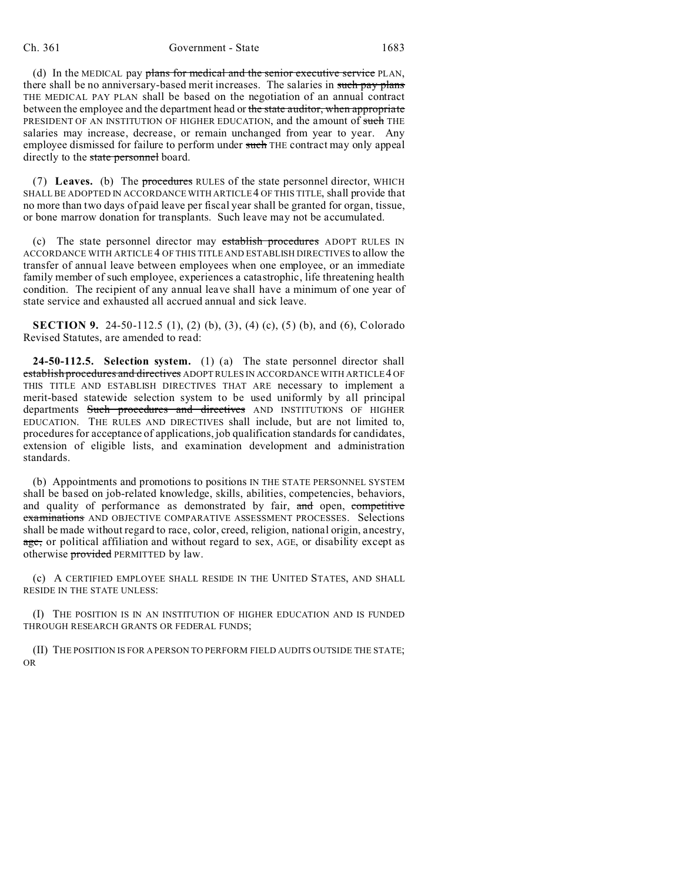(d) In the MEDICAL pay ~~plans for medical and the senior executive service~~ PLAN, there shall be no anniversary-based merit increases. The salaries in ~~such pay plans~~ THE MEDICAL PAY PLAN shall be based on the negotiation of an annual contract between the employee and the department head or ~~the state auditor, when appropriate~~ PRESIDENT OF AN INSTITUTION OF HIGHER EDUCATION, and the amount of ~~such~~ THE salaries may increase, decrease, or remain unchanged from year to year. Any employee dismissed for failure to perform under ~~such~~ THE contract may only appeal directly to the ~~state personnel~~ board.

(7) **Leaves.** (b) The ~~procedures~~ RULES of the state personnel director, WHICH SHALL BE ADOPTED IN ACCORDANCE WITH ARTICLE 4 OF THIS TITLE, shall provide that no more than two days of paid leave per fiscal year shall be granted for organ, tissue, or bone marrow donation for transplants. Such leave may not be accumulated.

(c) The state personnel director may ~~establish procedures~~ ADOPT RULES IN ACCORDANCE WITH ARTICLE 4 OF THIS TITLE AND ESTABLISH DIRECTIVES to allow the transfer of annual leave between employees when one employee, or an immediate family member of such employee, experiences a catastrophic, life threatening health condition. The recipient of any annual leave shall have a minimum of one year of state service and exhausted all accrued annual and sick leave.

**SECTION 9.** 24-50-112.5 (1), (2) (b), (3), (4) (c), (5) (b), and (6), Colorado Revised Statutes, are amended to read:

**24-50-112.5. Selection system.** (1) (a) The state personnel director shall ~~establish procedures and directives~~ ADOPT RULES IN ACCORDANCE WITH ARTICLE 4 OF THIS TITLE AND ESTABLISH DIRECTIVES THAT ARE necessary to implement a merit-based statewide selection system to be used uniformly by all principal departments ~~Such procedures and directives~~ AND INSTITUTIONS OF HIGHER EDUCATION. THE RULES AND DIRECTIVES shall include, but are not limited to, procedures for acceptance of applications, job qualification standards for candidates, extension of eligible lists, and examination development and administration standards.

(b) Appointments and promotions to positions IN THE STATE PERSONNEL SYSTEM shall be based on job-related knowledge, skills, abilities, competencies, behaviors, and quality of performance as demonstrated by fair, ~~and~~ open, ~~competitive examinations~~ AND OBJECTIVE COMPARATIVE ASSESSMENT PROCESSES. Selections shall be made without regard to race, color, creed, religion, national origin, ancestry, ~~age,~~ or political affiliation and without regard to sex, AGE, or disability except as otherwise ~~provided~~ PERMITTED by law.

(c) A CERTIFIED EMPLOYEE SHALL RESIDE IN THE UNITED STATES, AND SHALL RESIDE IN THE STATE UNLESS:

(I) THE POSITION IS IN AN INSTITUTION OF HIGHER EDUCATION AND IS FUNDED THROUGH RESEARCH GRANTS OR FEDERAL FUNDS;

(II) THE POSITION IS FOR A PERSON TO PERFORM FIELD AUDITS OUTSIDE THE STATE; OR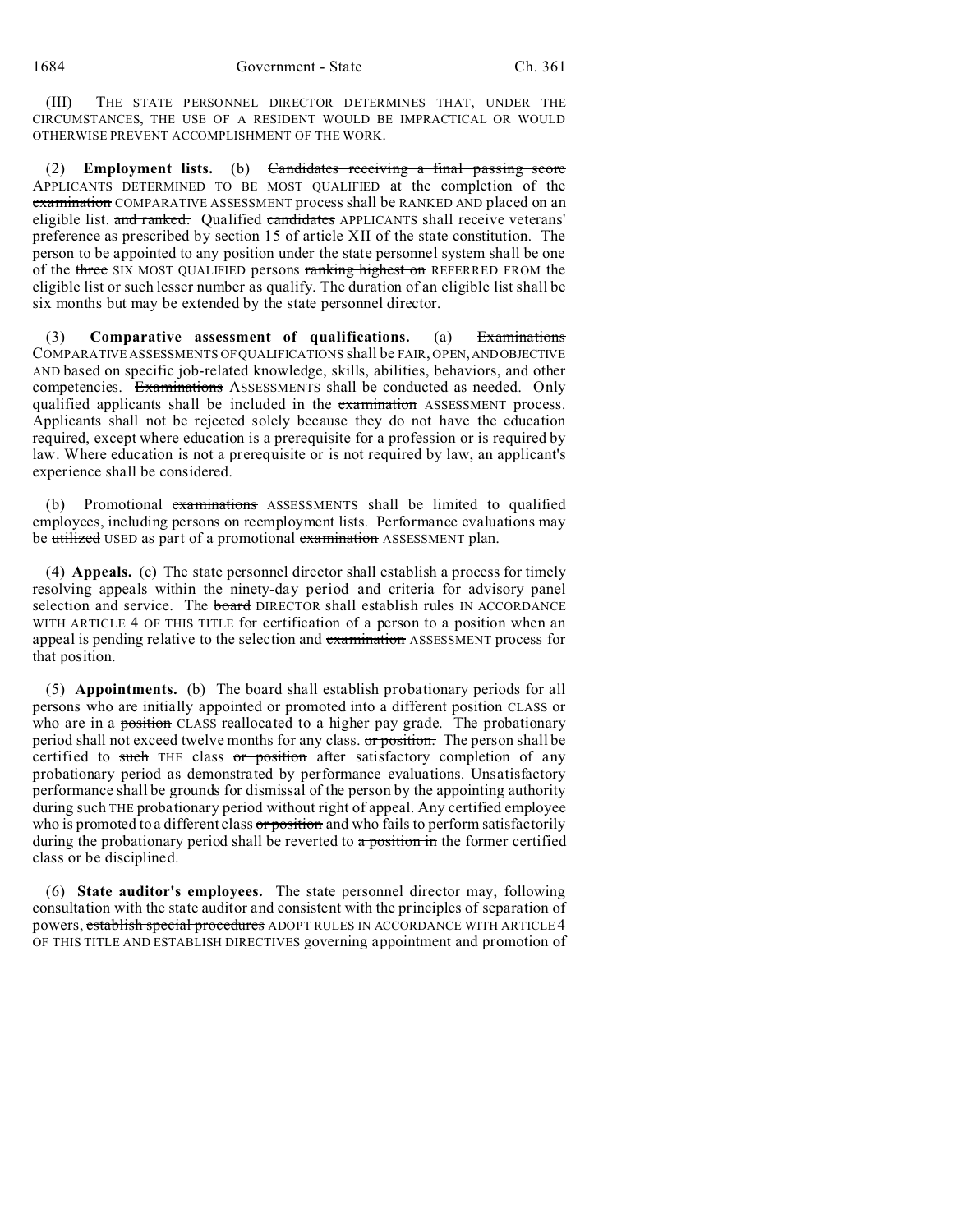(III) THE STATE PERSONNEL DIRECTOR DETERMINES THAT, UNDER THE CIRCUMSTANCES, THE USE OF A RESIDENT WOULD BE IMPRACTICAL OR WOULD OTHERWISE PREVENT ACCOMPLISHMENT OF THE WORK.

(2) **Employment lists.** (b) ~~Candidates receiving a final passing score~~ APPLICANTS DETERMINED TO BE MOST QUALIFIED at the completion of the ~~examination~~ COMPARATIVE ASSESSMENT process shall be RANKED AND placed on an eligible list. ~~and ranked.~~ Qualified ~~candidates~~ APPLICANTS shall receive veterans' preference as prescribed by section 15 of article XII of the state constitution. The person to be appointed to any position under the state personnel system shall be one of the ~~three~~ SIX MOST QUALIFIED persons ~~ranking highest on~~ REFERRED FROM the eligible list or such lesser number as qualify. The duration of an eligible list shall be six months but may be extended by the state personnel director.

(3) **Comparative assessment of qualifications.** (a) ~~Examinations~~ COMPARATIVE ASSESSMENTS OF QUALIFICATIONS shall be FAIR, OPEN, AND OBJECTIVE AND based on specific job-related knowledge, skills, abilities, behaviors, and other competencies. ~~Examinations~~ ASSESSMENTS shall be conducted as needed. Only qualified applicants shall be included in the ~~examination~~ ASSESSMENT process. Applicants shall not be rejected solely because they do not have the education required, except where education is a prerequisite for a profession or is required by law. Where education is not a prerequisite or is not required by law, an applicant's experience shall be considered.

(b) Promotional ~~examinations~~ ASSESSMENTS shall be limited to qualified employees, including persons on reemployment lists. Performance evaluations may be ~~utilized~~ USED as part of a promotional ~~examination~~ ASSESSMENT plan.

(4) **Appeals.** (c) The state personnel director shall establish a process for timely resolving appeals within the ninety-day period and criteria for advisory panel selection and service. The ~~board~~ DIRECTOR shall establish rules IN ACCORDANCE WITH ARTICLE 4 OF THIS TITLE for certification of a person to a position when an appeal is pending relative to the selection and ~~examination~~ ASSESSMENT process for that position.

(5) **Appointments.** (b) The board shall establish probationary periods for all persons who are initially appointed or promoted into a different ~~position~~ CLASS or who are in a ~~position~~ CLASS reallocated to a higher pay grade. The probationary period shall not exceed twelve months for any class. ~~or position.~~ The person shall be certified to ~~such~~ THE class ~~or position~~ after satisfactory completion of any probationary period as demonstrated by performance evaluations. Unsatisfactory performance shall be grounds for dismissal of the person by the appointing authority during ~~such~~ THE probationary period without right of appeal. Any certified employee who is promoted to a different class ~~or position~~ and who fails to perform satisfactorily during the probationary period shall be reverted to ~~a position in~~ the former certified class or be disciplined.

(6) **State auditor's employees.** The state personnel director may, following consultation with the state auditor and consistent with the principles of separation of powers, ~~establish special procedures~~ ADOPT RULES IN ACCORDANCE WITH ARTICLE 4 OF THIS TITLE AND ESTABLISH DIRECTIVES governing appointment and promotion of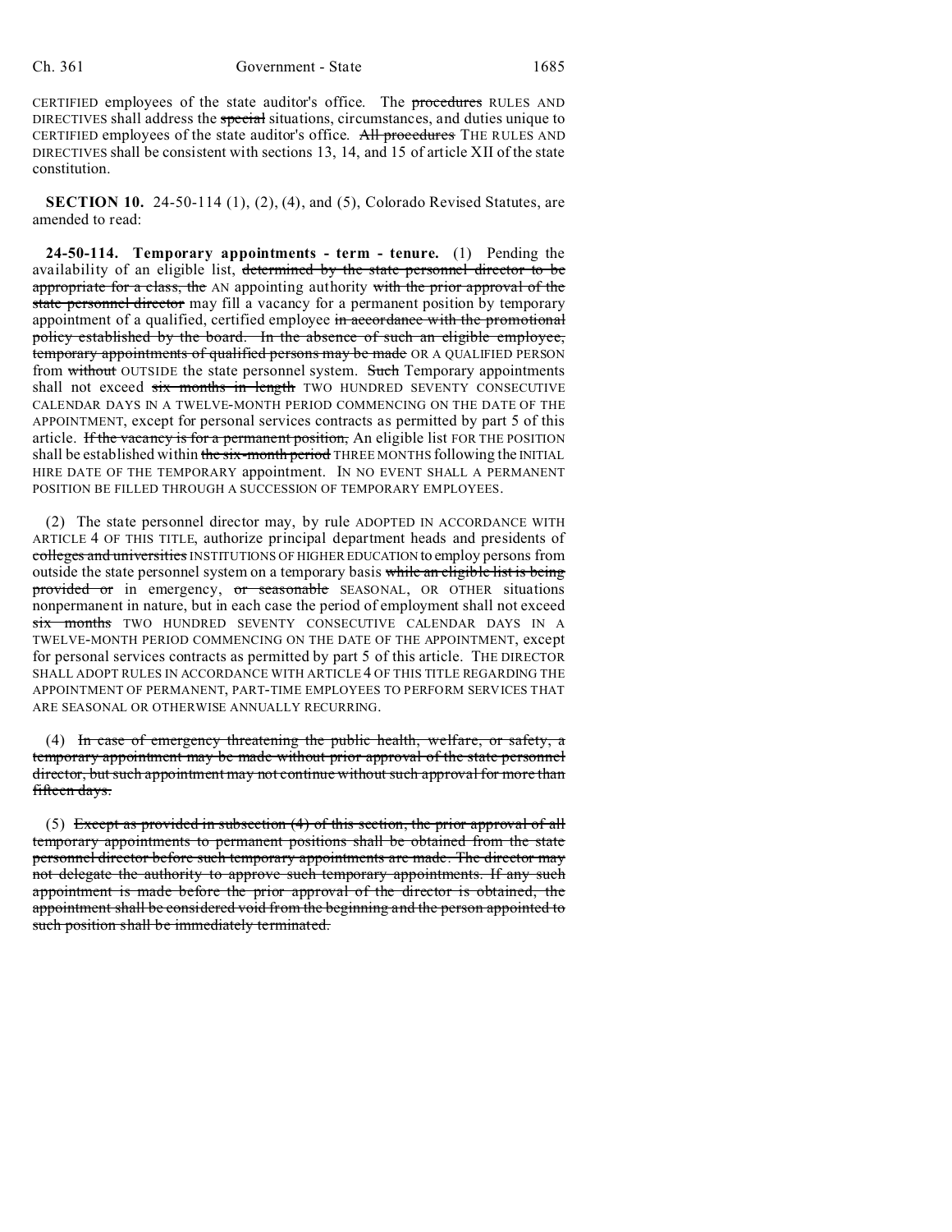CERTIFIED employees of the state auditor's office. The ~~procedures~~ RULES AND DIRECTIVES shall address the ~~special~~ situations, circumstances, and duties unique to CERTIFIED employees of the state auditor's office. ~~All procedures~~ THE RULES AND DIRECTIVES shall be consistent with sections 13, 14, and 15 of article XII of the state constitution.

**SECTION 10.** 24-50-114 (1), (2), (4), and (5), Colorado Revised Statutes, are amended to read:

**24-50-114. Temporary appointments - term - tenure.** (1) Pending the availability of an eligible list, ~~determined by the state personnel director to be appropriate for a class, the~~ AN appointing authority ~~with the prior approval of the state personnel director~~ may fill a vacancy for a permanent position by temporary appointment of a qualified, certified employee ~~in accordance with the promotional policy established by the board. In the absence of such an eligible employee, temporary appointments of qualified persons may be made~~ OR A QUALIFIED PERSON from ~~without~~ OUTSIDE the state personnel system. ~~Such~~ Temporary appointments shall not exceed ~~six months in length~~ TWO HUNDRED SEVENTY CONSECUTIVE CALENDAR DAYS IN A TWELVE-MONTH PERIOD COMMENCING ON THE DATE OF THE APPOINTMENT, except for personal services contracts as permitted by part 5 of this article. ~~If the vacancy is for a permanent position,~~ An eligible list FOR THE POSITION shall be established within ~~the six-month period~~ THREE MONTHS following the INITIAL HIRE DATE OF THE TEMPORARY appointment. IN NO EVENT SHALL A PERMANENT POSITION BE FILLED THROUGH A SUCCESSION OF TEMPORARY EMPLOYEES.

(2) The state personnel director may, by rule ADOPTED IN ACCORDANCE WITH ARTICLE 4 OF THIS TITLE, authorize principal department heads and presidents of ~~colleges and universities~~ INSTITUTIONS OF HIGHER EDUCATION to employ persons from outside the state personnel system on a temporary basis ~~while an eligible list is being provided or~~ in emergency, ~~or seasonable~~ SEASONAL, OR OTHER situations nonpermanent in nature, but in each case the period of employment shall not exceed ~~six months~~ TWO HUNDRED SEVENTY CONSECUTIVE CALENDAR DAYS IN A TWELVE-MONTH PERIOD COMMENCING ON THE DATE OF THE APPOINTMENT, except for personal services contracts as permitted by part 5 of this article. THE DIRECTOR SHALL ADOPT RULES IN ACCORDANCE WITH ARTICLE 4 OF THIS TITLE REGARDING THE APPOINTMENT OF PERMANENT, PART-TIME EMPLOYEES TO PERFORM SERVICES THAT ARE SEASONAL OR OTHERWISE ANNUALLY RECURRING.

(4) ~~In case of emergency threatening the public health, welfare, or safety, a temporary appointment may be made without prior approval of the state personnel director, but such appointment may not continue without such approval for more than fifteen days.~~

(5) ~~Except as provided in subsection (4) of this section, the prior approval of all temporary appointments to permanent positions shall be obtained from the state personnel director before such temporary appointments are made. The director may not delegate the authority to approve such temporary appointments. If any such appointment is made before the prior approval of the director is obtained, the appointment shall be considered void from the beginning and the person appointed to such position shall be immediately terminated.~~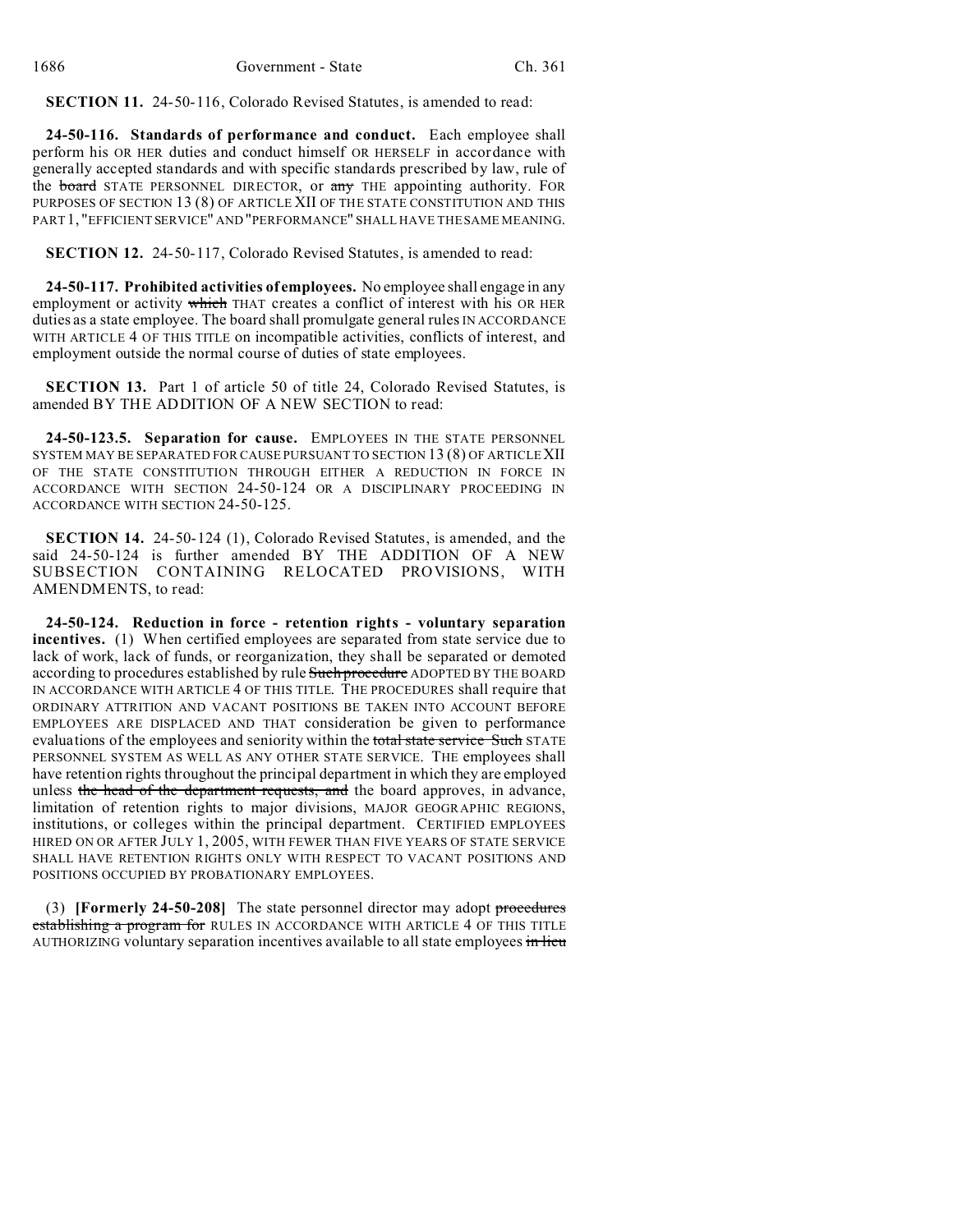**SECTION 11.** 24-50-116, Colorado Revised Statutes, is amended to read:

**24-50-116. Standards of performance and conduct.** Each employee shall perform his OR HER duties and conduct himself OR HERSELF in accordance with generally accepted standards and with specific standards prescribed by law, rule of the ~~board~~ STATE PERSONNEL DIRECTOR, or ~~any~~ THE appointing authority. FOR PURPOSES OF SECTION 13 (8) OF ARTICLE XII OF THE STATE CONSTITUTION AND THIS PART 1, "EFFICIENT SERVICE" AND "PERFORMANCE" SHALL HAVE THE SAME MEANING.

**SECTION 12.** 24-50-117, Colorado Revised Statutes, is amended to read:

**24-50-117. Prohibited activities of employees.** No employee shall engage in any employment or activity ~~which~~ THAT creates a conflict of interest with his OR HER duties as a state employee. The board shall promulgate general rules IN ACCORDANCE WITH ARTICLE 4 OF THIS TITLE on incompatible activities, conflicts of interest, and employment outside the normal course of duties of state employees.

**SECTION 13.** Part 1 of article 50 of title 24, Colorado Revised Statutes, is amended BY THE ADDITION OF A NEW SECTION to read:

**24-50-123.5. Separation for cause.** EMPLOYEES IN THE STATE PERSONNEL SYSTEM MAY BE SEPARATED FOR CAUSE PURSUANT TO SECTION 13 (8) OF ARTICLE XII OF THE STATE CONSTITUTION THROUGH EITHER A REDUCTION IN FORCE IN ACCORDANCE WITH SECTION 24-50-124 OR A DISCIPLINARY PROCEEDING IN ACCORDANCE WITH SECTION 24-50-125.

**SECTION 14.** 24-50-124 (1), Colorado Revised Statutes, is amended, and the said 24-50-124 is further amended BY THE ADDITION OF A NEW SUBSECTION CONTAINING RELOCATED PROVISIONS, WITH AMENDMENTS, to read:

**24-50-124. Reduction in force - retention rights - voluntary separation incentives.** (1) When certified employees are separated from state service due to lack of work, lack of funds, or reorganization, they shall be separated or demoted according to procedures established by rule ~~Such procedure~~ ADOPTED BY THE BOARD IN ACCORDANCE WITH ARTICLE 4 OF THIS TITLE. THE PROCEDURES shall require that ORDINARY ATTRITION AND VACANT POSITIONS BE TAKEN INTO ACCOUNT BEFORE EMPLOYEES ARE DISPLACED AND THAT consideration be given to performance evaluations of the employees and seniority within the ~~total state service. Such~~ STATE PERSONNEL SYSTEM AS WELL AS ANY OTHER STATE SERVICE. THE employees shall have retention rights throughout the principal department in which they are employed unless ~~the head of the department requests, and~~ the board approves, in advance, limitation of retention rights to major divisions, MAJOR GEOGRAPHIC REGIONS, institutions, or colleges within the principal department. CERTIFIED EMPLOYEES HIRED ON OR AFTER JULY 1, 2005, WITH FEWER THAN FIVE YEARS OF STATE SERVICE SHALL HAVE RETENTION RIGHTS ONLY WITH RESPECT TO VACANT POSITIONS AND POSITIONS OCCUPIED BY PROBATIONARY EMPLOYEES.

(3) **[Formerly 24-50-208]** The state personnel director may adopt ~~procedures establishing a program for~~ RULES IN ACCORDANCE WITH ARTICLE 4 OF THIS TITLE AUTHORIZING voluntary separation incentives available to all state employees ~~in lieu~~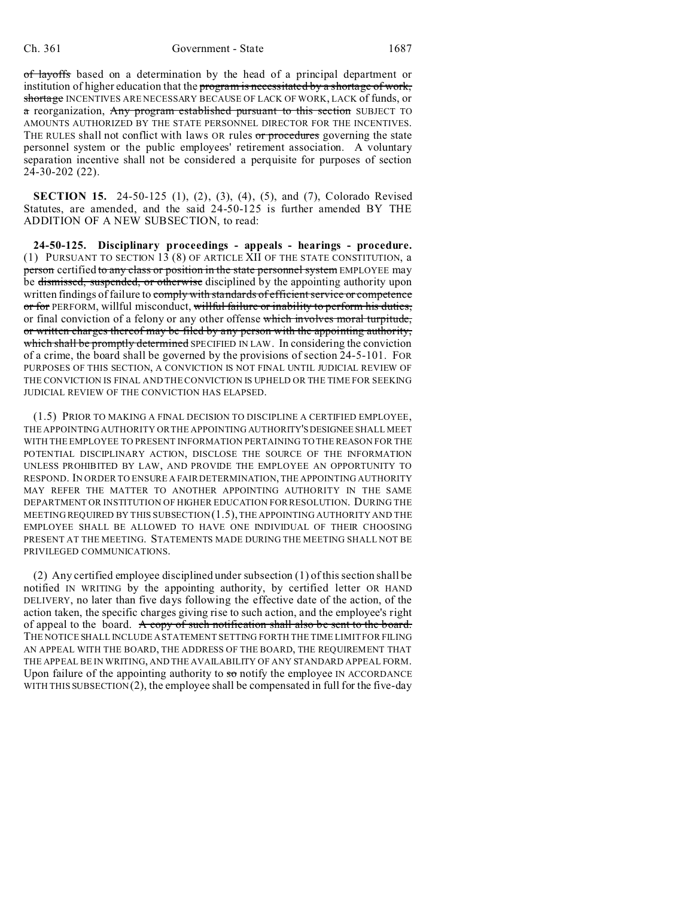of layoffs based on a determination by the head of a principal department or institution of higher education that the program is necessitated by a shortage of work, shortage INCENTIVES ARE NECESSARY BECAUSE OF LACK OF WORK, LACK of funds, or a reorganization, Any program established pursuant to this section SUBJECT TO AMOUNTS AUTHORIZED BY THE STATE PERSONNEL DIRECTOR FOR THE INCENTIVES. THE RULES shall not conflict with laws OR rules or procedures governing the state personnel system or the public employees' retirement association. A voluntary separation incentive shall not be considered a perquisite for purposes of section 24-30-202 (22).

**SECTION 15.** 24-50-125 (1), (2), (3), (4), (5), and (7), Colorado Revised Statutes, are amended, and the said 24-50-125 is further amended BY THE ADDITION OF A NEW SUBSECTION, to read:

**24-50-125. Disciplinary proceedings - appeals - hearings - procedure.** (1) PURSUANT TO SECTION 13 (8) OF ARTICLE XII OF THE STATE CONSTITUTION, a person certified to any class or position in the state personnel system EMPLOYEE may be dismissed, suspended, or otherwise disciplined by the appointing authority upon written findings of failure to comply with standards of efficient service or competence or for PERFORM, willful misconduct, willful failure or inability to perform his duties, or final conviction of a felony or any other offense which involves moral turpitude, or written charges thereof may be filed by any person with the appointing authority, which shall be promptly determined SPECIFIED IN LAW. In considering the conviction of a crime, the board shall be governed by the provisions of section 24-5-101. FOR PURPOSES OF THIS SECTION, A CONVICTION IS NOT FINAL UNTIL JUDICIAL REVIEW OF THE CONVICTION IS FINAL AND THE CONVICTION IS UPHELD OR THE TIME FOR SEEKING JUDICIAL REVIEW OF THE CONVICTION HAS ELAPSED.

(1.5) PRIOR TO MAKING A FINAL DECISION TO DISCIPLINE A CERTIFIED EMPLOYEE, THE APPOINTING AUTHORITY OR THE APPOINTING AUTHORITY'S DESIGNEE SHALL MEET WITH THE EMPLOYEE TO PRESENT INFORMATION PERTAINING TO THE REASON FOR THE POTENTIAL DISCIPLINARY ACTION, DISCLOSE THE SOURCE OF THE INFORMATION UNLESS PROHIBITED BY LAW, AND PROVIDE THE EMPLOYEE AN OPPORTUNITY TO RESPOND. IN ORDER TO ENSURE A FAIR DETERMINATION, THE APPOINTING AUTHORITY MAY REFER THE MATTER TO ANOTHER APPOINTING AUTHORITY IN THE SAME DEPARTMENT OR INSTITUTION OF HIGHER EDUCATION FOR RESOLUTION. DURING THE MEETING REQUIRED BY THIS SUBSECTION (1.5), THE APPOINTING AUTHORITY AND THE EMPLOYEE SHALL BE ALLOWED TO HAVE ONE INDIVIDUAL OF THEIR CHOOSING PRESENT AT THE MEETING. STATEMENTS MADE DURING THE MEETING SHALL NOT BE PRIVILEGED COMMUNICATIONS.

(2) Any certified employee disciplined under subsection (1) of this section shall be notified IN WRITING by the appointing authority, by certified letter OR HAND DELIVERY, no later than five days following the effective date of the action, of the action taken, the specific charges giving rise to such action, and the employee's right of appeal to the board. A copy of such notification shall also be sent to the board. THE NOTICE SHALL INCLUDE A STATEMENT SETTING FORTH THE TIME LIMIT FOR FILING AN APPEAL WITH THE BOARD, THE ADDRESS OF THE BOARD, THE REQUIREMENT THAT THE APPEAL BE IN WRITING, AND THE AVAILABILITY OF ANY STANDARD APPEAL FORM. Upon failure of the appointing authority to so notify the employee IN ACCORDANCE WITH THIS SUBSECTION (2), the employee shall be compensated in full for the five-day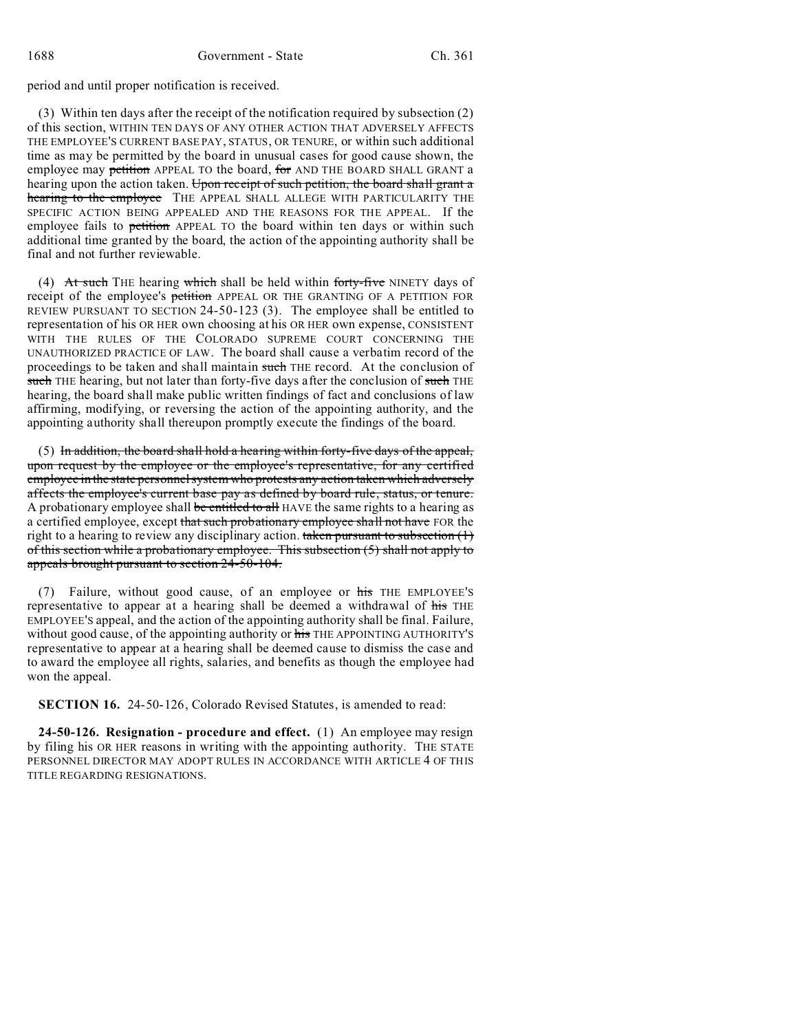period and until proper notification is received.

(3) Within ten days after the receipt of the notification required by subsection (2) of this section, WITHIN TEN DAYS OF ANY OTHER ACTION THAT ADVERSELY AFFECTS THE EMPLOYEE'S CURRENT BASE PAY, STATUS, OR TENURE, or within such additional time as may be permitted by the board in unusual cases for good cause shown, the employee may ~~petition~~ APPEAL TO the board, ~~for~~ AND THE BOARD SHALL GRANT a hearing upon the action taken. ~~Upon receipt of such petition, the board shall grant a hearing to the employee~~ THE APPEAL SHALL ALLEGE WITH PARTICULARITY THE SPECIFIC ACTION BEING APPEALED AND THE REASONS FOR THE APPEAL. If the employee fails to ~~petition~~ APPEAL TO the board within ten days or within such additional time granted by the board, the action of the appointing authority shall be final and not further reviewable.

(4) ~~At such~~ THE hearing ~~which~~ shall be held within ~~forty-five~~ NINETY days of receipt of the employee's ~~petition~~ APPEAL OR THE GRANTING OF A PETITION FOR REVIEW PURSUANT TO SECTION 24-50-123 (3). The employee shall be entitled to representation of his OR HER own choosing at his OR HER own expense, CONSISTENT WITH THE RULES OF THE COLORADO SUPREME COURT CONCERNING THE UNAUTHORIZED PRACTICE OF LAW. The board shall cause a verbatim record of the proceedings to be taken and shall maintain ~~such~~ THE record. At the conclusion of ~~such~~ THE hearing, but not later than forty-five days after the conclusion of ~~such~~ THE hearing, the board shall make public written findings of fact and conclusions of law affirming, modifying, or reversing the action of the appointing authority, and the appointing authority shall thereupon promptly execute the findings of the board.

(5) ~~In addition, the board shall hold a hearing within forty-five days of the appeal, upon request by the employee or the employee's representative, for any certified employee in the state personnel system who protests any action taken which adversely affects the employee's current base pay as defined by board rule, status, or tenure.~~ A probationary employee shall ~~be entitled to all~~ HAVE the same rights to a hearing as a certified employee, except ~~that such probationary employee shall not have~~ FOR the right to a hearing to review any disciplinary action. ~~taken pursuant to subsection (1) of this section while a probationary employee. This subsection (5) shall not apply to appeals brought pursuant to section 24-50-104.~~

(7) Failure, without good cause, of an employee or ~~his~~ THE EMPLOYEE'S representative to appear at a hearing shall be deemed a withdrawal of ~~his~~ THE EMPLOYEE'S appeal, and the action of the appointing authority shall be final. Failure, without good cause, of the appointing authority or ~~his~~ THE APPOINTING AUTHORITY'S representative to appear at a hearing shall be deemed cause to dismiss the case and to award the employee all rights, salaries, and benefits as though the employee had won the appeal.

**SECTION 16.** 24-50-126, Colorado Revised Statutes, is amended to read:

**24-50-126. Resignation - procedure and effect.** (1) An employee may resign by filing his OR HER reasons in writing with the appointing authority. THE STATE PERSONNEL DIRECTOR MAY ADOPT RULES IN ACCORDANCE WITH ARTICLE 4 OF THIS TITLE REGARDING RESIGNATIONS.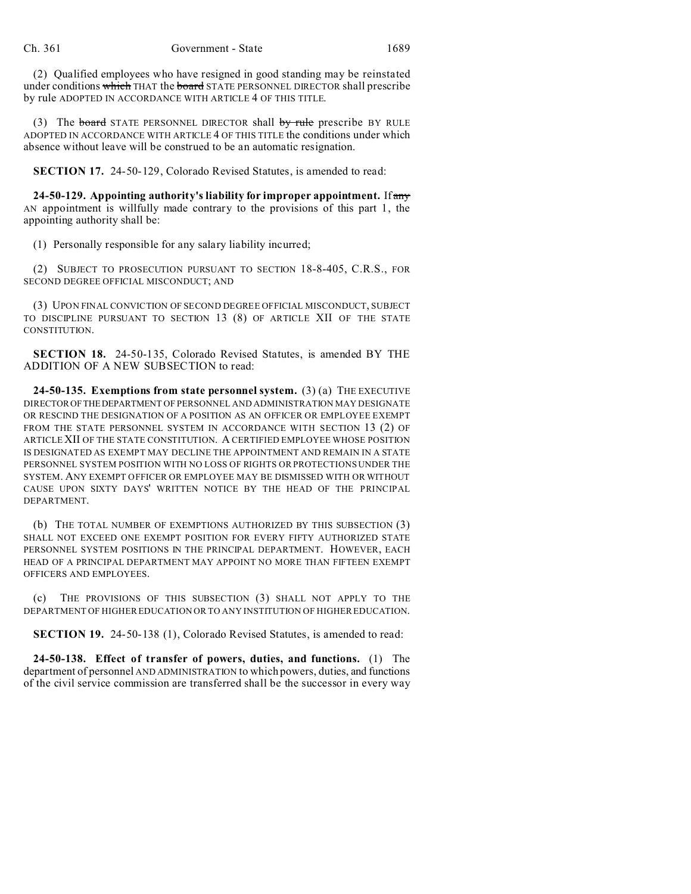(2) Qualified employees who have resigned in good standing may be reinstated under conditions ~~which~~ THAT the ~~board~~ STATE PERSONNEL DIRECTOR shall prescribe by rule ADOPTED IN ACCORDANCE WITH ARTICLE 4 OF THIS TITLE.

(3) The ~~board~~ STATE PERSONNEL DIRECTOR shall ~~by rule~~ prescribe BY RULE ADOPTED IN ACCORDANCE WITH ARTICLE 4 OF THIS TITLE the conditions under which absence without leave will be construed to be an automatic resignation.

**SECTION 17.** 24-50-129, Colorado Revised Statutes, is amended to read:

**24-50-129. Appointing authority's liability for improper appointment.** If ~~any~~ AN appointment is willfully made contrary to the provisions of this part 1, the appointing authority shall be:

(1) Personally responsible for any salary liability incurred;

(2) SUBJECT TO PROSECUTION PURSUANT TO SECTION 18-8-405, C.R.S., FOR SECOND DEGREE OFFICIAL MISCONDUCT; AND

(3) UPON FINAL CONVICTION OF SECOND DEGREE OFFICIAL MISCONDUCT, SUBJECT TO DISCIPLINE PURSUANT TO SECTION 13 (8) OF ARTICLE XII OF THE STATE CONSTITUTION.

**SECTION 18.** 24-50-135, Colorado Revised Statutes, is amended BY THE ADDITION OF A NEW SUBSECTION to read:

**24-50-135. Exemptions from state personnel system.** (3) (a) THE EXECUTIVE DIRECTOR OF THE DEPARTMENT OF PERSONNEL AND ADMINISTRATION MAY DESIGNATE OR RESCIND THE DESIGNATION OF A POSITION AS AN OFFICER OR EMPLOYEE EXEMPT FROM THE STATE PERSONNEL SYSTEM IN ACCORDANCE WITH SECTION 13 (2) OF ARTICLE XII OF THE STATE CONSTITUTION. A CERTIFIED EMPLOYEE WHOSE POSITION IS DESIGNATED AS EXEMPT MAY DECLINE THE APPOINTMENT AND REMAIN IN A STATE PERSONNEL SYSTEM POSITION WITH NO LOSS OF RIGHTS OR PROTECTIONS UNDER THE SYSTEM. ANY EXEMPT OFFICER OR EMPLOYEE MAY BE DISMISSED WITH OR WITHOUT CAUSE UPON SIXTY DAYS' WRITTEN NOTICE BY THE HEAD OF THE PRINCIPAL DEPARTMENT.

(b) THE TOTAL NUMBER OF EXEMPTIONS AUTHORIZED BY THIS SUBSECTION (3) SHALL NOT EXCEED ONE EXEMPT POSITION FOR EVERY FIFTY AUTHORIZED STATE PERSONNEL SYSTEM POSITIONS IN THE PRINCIPAL DEPARTMENT. HOWEVER, EACH HEAD OF A PRINCIPAL DEPARTMENT MAY APPOINT NO MORE THAN FIFTEEN EXEMPT OFFICERS AND EMPLOYEES.

(c) THE PROVISIONS OF THIS SUBSECTION (3) SHALL NOT APPLY TO THE DEPARTMENT OF HIGHER EDUCATION OR TO ANY INSTITUTION OF HIGHER EDUCATION.

**SECTION 19.** 24-50-138 (1), Colorado Revised Statutes, is amended to read:

**24-50-138. Effect of transfer of powers, duties, and functions.** (1) The department of personnel AND ADMINISTRATION to which powers, duties, and functions of the civil service commission are transferred shall be the successor in every way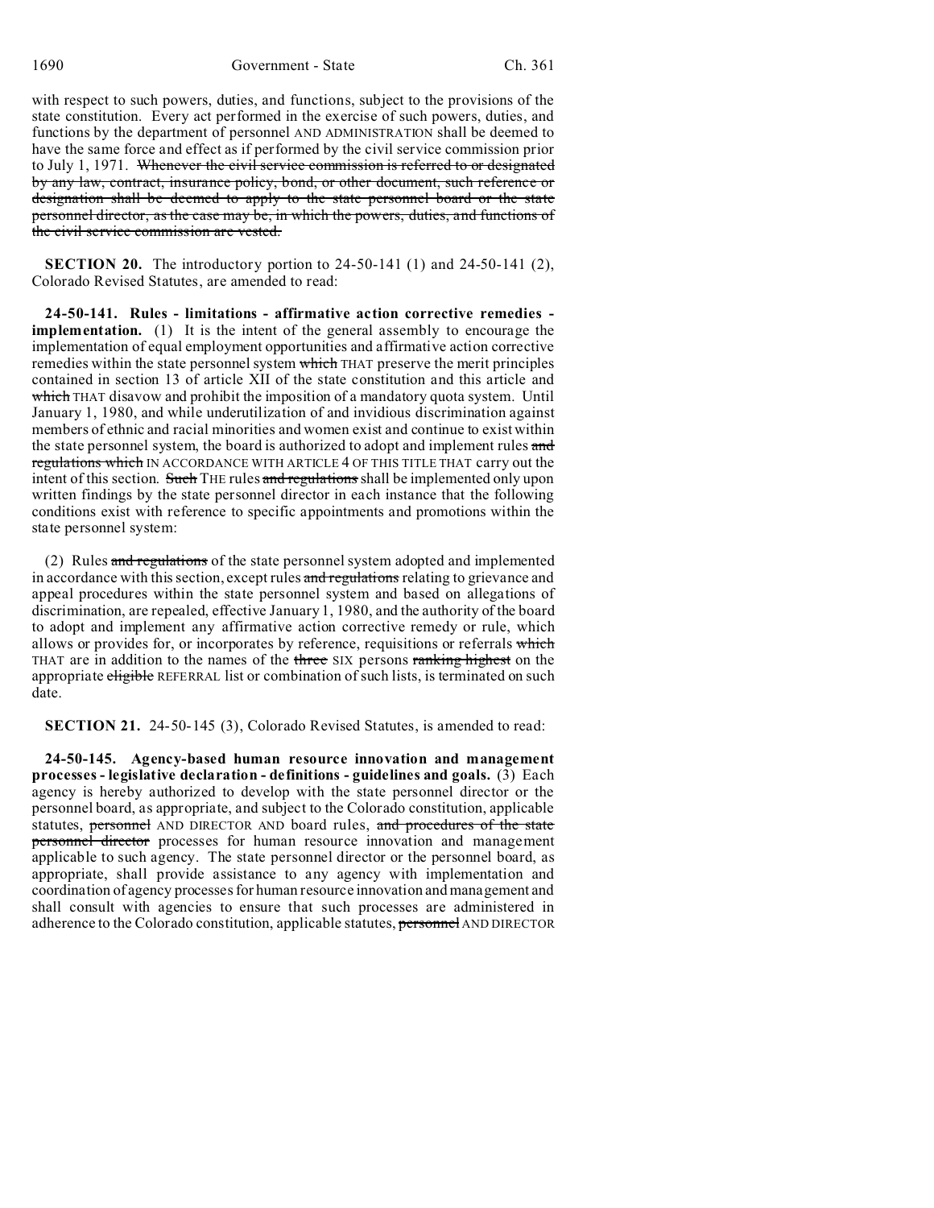with respect to such powers, duties, and functions, subject to the provisions of the state constitution. Every act performed in the exercise of such powers, duties, and functions by the department of personnel AND ADMINISTRATION shall be deemed to have the same force and effect as if performed by the civil service commission prior to July 1, 1971. ~~Whenever the civil service commission is referred to or designated by any law, contract, insurance policy, bond, or other document, such reference or designation shall be deemed to apply to the state personnel board or the state personnel director, as the case may be, in which the powers, duties, and functions of the civil service commission are vested.~~

**SECTION 20.** The introductory portion to 24-50-141 (1) and 24-50-141 (2), Colorado Revised Statutes, are amended to read:

**24-50-141. Rules - limitations - affirmative action corrective remedies - implementation.** (1) It is the intent of the general assembly to encourage the implementation of equal employment opportunities and affirmative action corrective remedies within the state personnel system ~~which~~ THAT preserve the merit principles contained in section 13 of article XII of the state constitution and this article and ~~which~~ THAT disavow and prohibit the imposition of a mandatory quota system. Until January 1, 1980, and while underutilization of and invidious discrimination against members of ethnic and racial minorities and women exist and continue to exist within the state personnel system, the board is authorized to adopt and implement rules ~~and regulations which~~ IN ACCORDANCE WITH ARTICLE 4 OF THIS TITLE THAT carry out the intent of this section. ~~Such~~ THE rules ~~and regulations~~ shall be implemented only upon written findings by the state personnel director in each instance that the following conditions exist with reference to specific appointments and promotions within the state personnel system:

(2) Rules ~~and regulations~~ of the state personnel system adopted and implemented in accordance with this section, except rules ~~and regulations~~ relating to grievance and appeal procedures within the state personnel system and based on allegations of discrimination, are repealed, effective January 1, 1980, and the authority of the board to adopt and implement any affirmative action corrective remedy or rule, which allows or provides for, or incorporates by reference, requisitions or referrals ~~which~~ THAT are in addition to the names of the ~~three~~ SIX persons ~~ranking highest~~ on the appropriate ~~eligible~~ REFERRAL list or combination of such lists, is terminated on such date.

**SECTION 21.** 24-50-145 (3), Colorado Revised Statutes, is amended to read:

**24-50-145. Agency-based human resource innovation and management processes - legislative declaration - definitions - guidelines and goals.** (3) Each agency is hereby authorized to develop with the state personnel director or the personnel board, as appropriate, and subject to the Colorado constitution, applicable statutes, ~~personnel~~ AND DIRECTOR AND board rules, ~~and procedures of the state personnel director~~ processes for human resource innovation and management applicable to such agency. The state personnel director or the personnel board, as appropriate, shall provide assistance to any agency with implementation and coordination of agency processes for human resource innovation and management and shall consult with agencies to ensure that such processes are administered in adherence to the Colorado constitution, applicable statutes, ~~personnel~~ AND DIRECTOR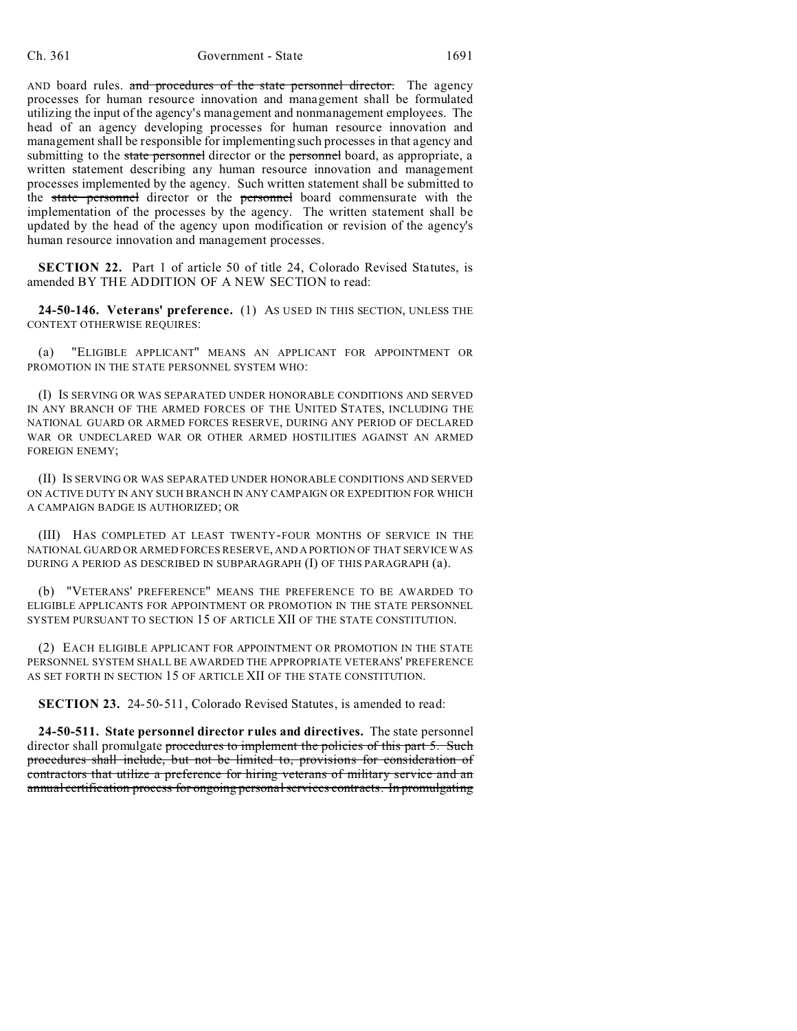AND board rules. ~~and procedures of the state personnel director.~~ The agency processes for human resource innovation and management shall be formulated utilizing the input of the agency's management and nonmanagement employees. The head of an agency developing processes for human resource innovation and management shall be responsible for implementing such processes in that agency and submitting to the ~~state personnel~~ director or the ~~personnel~~ board, as appropriate, a written statement describing any human resource innovation and management processes implemented by the agency. Such written statement shall be submitted to the ~~state personnel~~ director or the ~~personnel~~ board commensurate with the implementation of the processes by the agency. The written statement shall be updated by the head of the agency upon modification or revision of the agency's human resource innovation and management processes.

**SECTION 22.** Part 1 of article 50 of title 24, Colorado Revised Statutes, is amended BY THE ADDITION OF A NEW SECTION to read:

**24-50-146. Veterans' preference.** (1) AS USED IN THIS SECTION, UNLESS THE CONTEXT OTHERWISE REQUIRES:

(a) "ELIGIBLE APPLICANT" MEANS AN APPLICANT FOR APPOINTMENT OR PROMOTION IN THE STATE PERSONNEL SYSTEM WHO:

(I) IS SERVING OR WAS SEPARATED UNDER HONORABLE CONDITIONS AND SERVED IN ANY BRANCH OF THE ARMED FORCES OF THE UNITED STATES, INCLUDING THE NATIONAL GUARD OR ARMED FORCES RESERVE, DURING ANY PERIOD OF DECLARED WAR OR UNDECLARED WAR OR OTHER ARMED HOSTILITIES AGAINST AN ARMED FOREIGN ENEMY;

(II) IS SERVING OR WAS SEPARATED UNDER HONORABLE CONDITIONS AND SERVED ON ACTIVE DUTY IN ANY SUCH BRANCH IN ANY CAMPAIGN OR EXPEDITION FOR WHICH A CAMPAIGN BADGE IS AUTHORIZED; OR

(III) HAS COMPLETED AT LEAST TWENTY-FOUR MONTHS OF SERVICE IN THE NATIONAL GUARD OR ARMED FORCES RESERVE, AND A PORTION OF THAT SERVICE WAS DURING A PERIOD AS DESCRIBED IN SUBPARAGRAPH (I) OF THIS PARAGRAPH (a).

(b) "VETERANS' PREFERENCE" MEANS THE PREFERENCE TO BE AWARDED TO ELIGIBLE APPLICANTS FOR APPOINTMENT OR PROMOTION IN THE STATE PERSONNEL SYSTEM PURSUANT TO SECTION 15 OF ARTICLE XII OF THE STATE CONSTITUTION.

(2) EACH ELIGIBLE APPLICANT FOR APPOINTMENT OR PROMOTION IN THE STATE PERSONNEL SYSTEM SHALL BE AWARDED THE APPROPRIATE VETERANS' PREFERENCE AS SET FORTH IN SECTION 15 OF ARTICLE XII OF THE STATE CONSTITUTION.

**SECTION 23.** 24-50-511, Colorado Revised Statutes, is amended to read:

**24-50-511. State personnel director rules and directives.** The state personnel director shall promulgate ~~procedures to implement the policies of this part 5. Such procedures shall include, but not be limited to, provisions for consideration of contractors that utilize a preference for hiring veterans of military service and an annual certification process for ongoing personal services contracts. In promulgating~~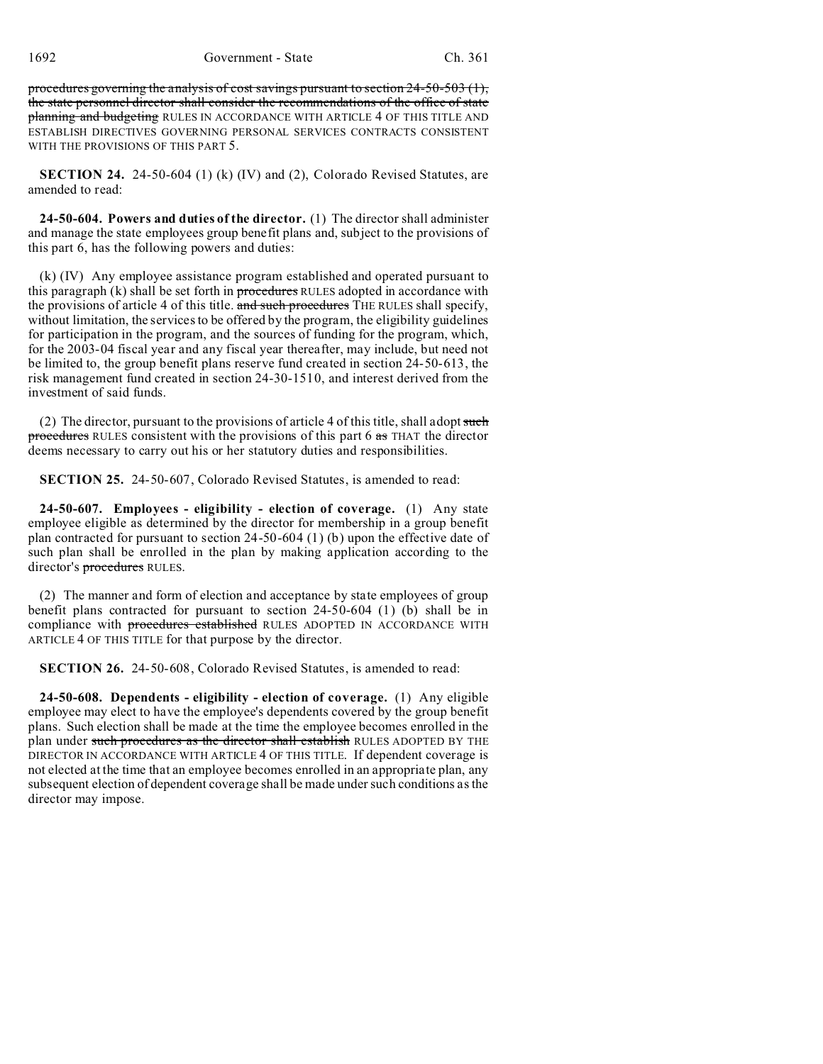procedures governing the analysis of cost savings pursuant to section 24-50-503 (1), the state personnel director shall consider the recommendations of the office of state planning and budgeting RULES IN ACCORDANCE WITH ARTICLE 4 OF THIS TITLE AND ESTABLISH DIRECTIVES GOVERNING PERSONAL SERVICES CONTRACTS CONSISTENT WITH THE PROVISIONS OF THIS PART 5.

**SECTION 24.** 24-50-604 (1) (k) (IV) and (2), Colorado Revised Statutes, are amended to read:

**24-50-604. Powers and duties of the director.** (1) The director shall administer and manage the state employees group benefit plans and, subject to the provisions of this part 6, has the following powers and duties:

(k) (IV) Any employee assistance program established and operated pursuant to this paragraph (k) shall be set forth in procedures RULES adopted in accordance with the provisions of article 4 of this title. and such procedures THE RULES shall specify, without limitation, the services to be offered by the program, the eligibility guidelines for participation in the program, and the sources of funding for the program, which, for the 2003-04 fiscal year and any fiscal year thereafter, may include, but need not be limited to, the group benefit plans reserve fund created in section 24-50-613, the risk management fund created in section 24-30-1510, and interest derived from the investment of said funds.

(2) The director, pursuant to the provisions of article 4 of this title, shall adopt such procedures RULES consistent with the provisions of this part 6 as THAT the director deems necessary to carry out his or her statutory duties and responsibilities.

**SECTION 25.** 24-50-607, Colorado Revised Statutes, is amended to read:

**24-50-607. Employees - eligibility - election of coverage.** (1) Any state employee eligible as determined by the director for membership in a group benefit plan contracted for pursuant to section 24-50-604 (1) (b) upon the effective date of such plan shall be enrolled in the plan by making application according to the director's procedures RULES.

(2) The manner and form of election and acceptance by state employees of group benefit plans contracted for pursuant to section 24-50-604 (1) (b) shall be in compliance with procedures established RULES ADOPTED IN ACCORDANCE WITH ARTICLE 4 OF THIS TITLE for that purpose by the director.

**SECTION 26.** 24-50-608, Colorado Revised Statutes, is amended to read:

**24-50-608. Dependents - eligibility - election of coverage.** (1) Any eligible employee may elect to have the employee's dependents covered by the group benefit plans. Such election shall be made at the time the employee becomes enrolled in the plan under such procedures as the director shall establish RULES ADOPTED BY THE DIRECTOR IN ACCORDANCE WITH ARTICLE 4 OF THIS TITLE. If dependent coverage is not elected at the time that an employee becomes enrolled in an appropriate plan, any subsequent election of dependent coverage shall be made under such conditions as the director may impose.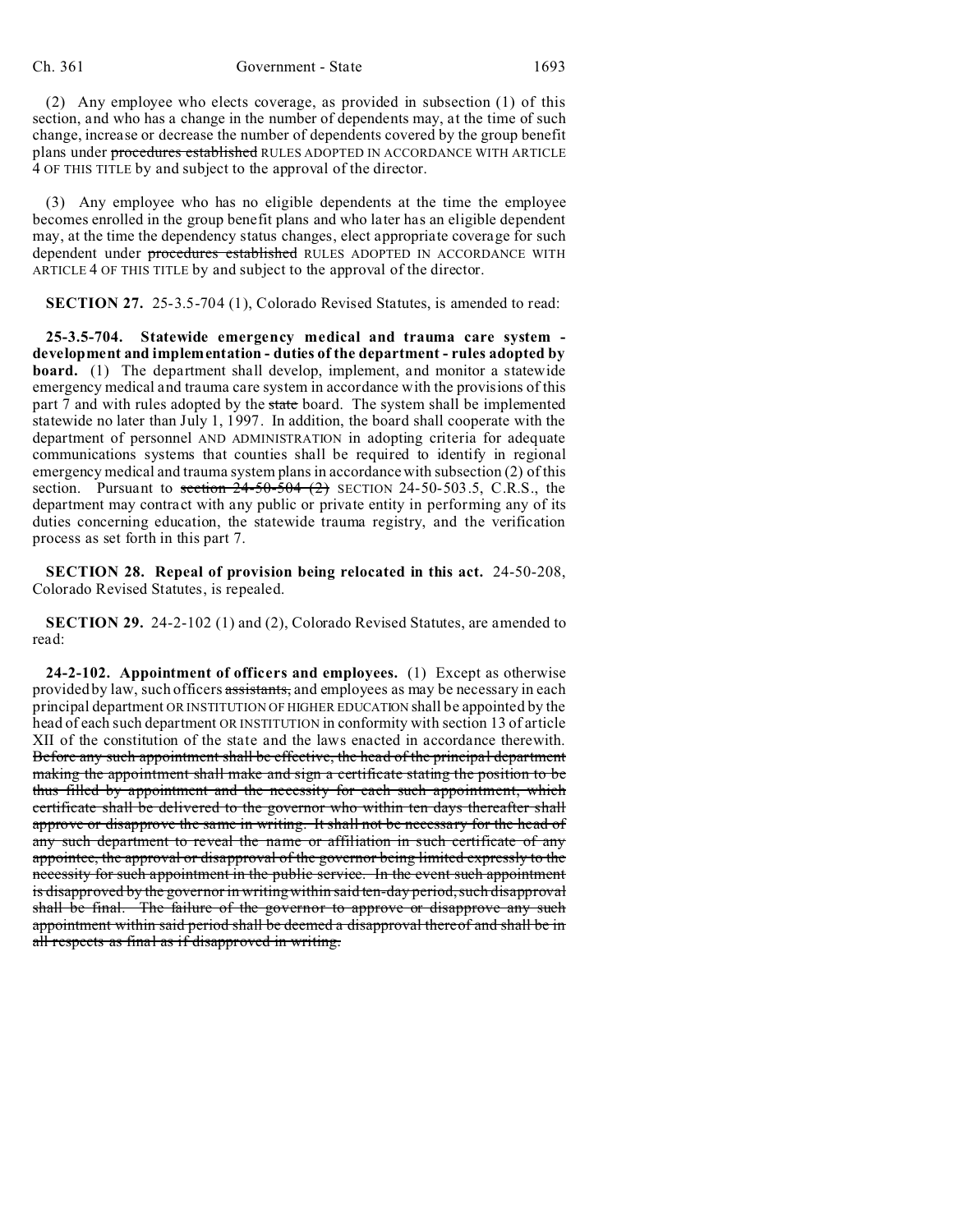(2) Any employee who elects coverage, as provided in subsection (1) of this section, and who has a change in the number of dependents may, at the time of such change, increase or decrease the number of dependents covered by the group benefit plans under ~~procedures established~~ RULES ADOPTED IN ACCORDANCE WITH ARTICLE 4 OF THIS TITLE by and subject to the approval of the director.

(3) Any employee who has no eligible dependents at the time the employee becomes enrolled in the group benefit plans and who later has an eligible dependent may, at the time the dependency status changes, elect appropriate coverage for such dependent under ~~procedures established~~ RULES ADOPTED IN ACCORDANCE WITH ARTICLE 4 OF THIS TITLE by and subject to the approval of the director.

**SECTION 27.** 25-3.5-704 (1), Colorado Revised Statutes, is amended to read:

**25-3.5-704. Statewide emergency medical and trauma care system - development and implementation - duties of the department - rules adopted by board.** (1) The department shall develop, implement, and monitor a statewide emergency medical and trauma care system in accordance with the provisions of this part 7 and with rules adopted by the ~~state~~ board. The system shall be implemented statewide no later than July 1, 1997. In addition, the board shall cooperate with the department of personnel AND ADMINISTRATION in adopting criteria for adequate communications systems that counties shall be required to identify in regional emergency medical and trauma system plans in accordance with subsection (2) of this section. Pursuant to ~~section 24-50-504 (2)~~ SECTION 24-50-503.5, C.R.S., the department may contract with any public or private entity in performing any of its duties concerning education, the statewide trauma registry, and the verification process as set forth in this part 7.

**SECTION 28. Repeal of provision being relocated in this act.** 24-50-208, Colorado Revised Statutes, is repealed.

**SECTION 29.** 24-2-102 (1) and (2), Colorado Revised Statutes, are amended to read:

**24-2-102. Appointment of officers and employees.** (1) Except as otherwise provided by law, such officers ~~assistants,~~ and employees as may be necessary in each principal department OR INSTITUTION OF HIGHER EDUCATION shall be appointed by the head of each such department OR INSTITUTION in conformity with section 13 of article XII of the constitution of the state and the laws enacted in accordance therewith. ~~Before any such appointment shall be effective, the head of the principal department making the appointment shall make and sign a certificate stating the position to be thus filled by appointment and the necessity for each such appointment, which certificate shall be delivered to the governor who within ten days thereafter shall approve or disapprove the same in writing. It shall not be necessary for the head of any such department to reveal the name or affiliation in such certificate of any appointee, the approval or disapproval of the governor being limited expressly to the necessity for such appointment in the public service. In the event such appointment is disapproved by the governor in writing within said ten-day period, such disapproval shall be final. The failure of the governor to approve or disapprove any such appointment within said period shall be deemed a disapproval thereof and shall be in all respects as final as if disapproved in writing.~~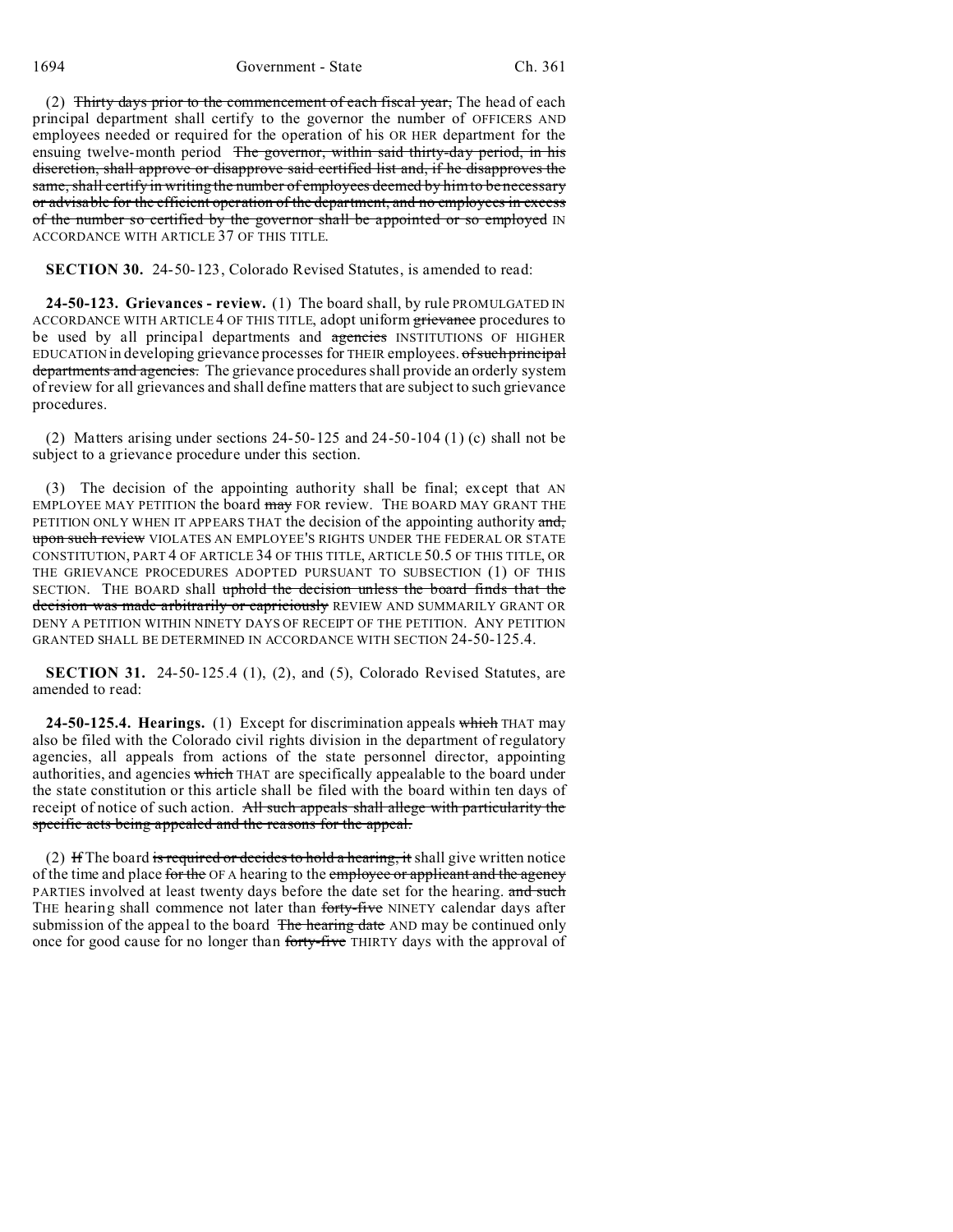(2) ~~Thirty days prior to the commencement of each fiscal year,~~ The head of each principal department shall certify to the governor the number of OFFICERS AND employees needed or required for the operation of his OR HER department for the ensuing twelve-month period ~~The governor, within said thirty-day period, in his discretion, shall approve or disapprove said certified list and, if he disapproves the same, shall certify in writing the number of employees deemed by him to be necessary or advisable for the efficient operation of the department, and no employees in excess of the number so certified by the governor shall be appointed or so employed~~ IN ACCORDANCE WITH ARTICLE 37 OF THIS TITLE.

**SECTION 30.** 24-50-123, Colorado Revised Statutes, is amended to read:

**24-50-123. Grievances - review.** (1) The board shall, by rule PROMULGATED IN ACCORDANCE WITH ARTICLE 4 OF THIS TITLE, adopt uniform ~~grievance~~ procedures to be used by all principal departments and ~~agencies~~ INSTITUTIONS OF HIGHER EDUCATION in developing grievance processes for THEIR employees. ~~of such principal departments and agencies.~~ The grievance procedures shall provide an orderly system of review for all grievances and shall define matters that are subject to such grievance procedures.

(2) Matters arising under sections 24-50-125 and 24-50-104 (1) (c) shall not be subject to a grievance procedure under this section.

(3) The decision of the appointing authority shall be final; except that AN EMPLOYEE MAY PETITION the board ~~may~~ FOR review. THE BOARD MAY GRANT THE PETITION ONLY WHEN IT APPEARS THAT the decision of the appointing authority ~~and, upon such review~~ VIOLATES AN EMPLOYEE'S RIGHTS UNDER THE FEDERAL OR STATE CONSTITUTION, PART 4 OF ARTICLE 34 OF THIS TITLE, ARTICLE 50.5 OF THIS TITLE, OR THE GRIEVANCE PROCEDURES ADOPTED PURSUANT TO SUBSECTION (1) OF THIS SECTION. THE BOARD shall ~~uphold the decision unless the board finds that the decision was made arbitrarily or capriciously~~ REVIEW AND SUMMARILY GRANT OR DENY A PETITION WITHIN NINETY DAYS OF RECEIPT OF THE PETITION. ANY PETITION GRANTED SHALL BE DETERMINED IN ACCORDANCE WITH SECTION 24-50-125.4.

**SECTION 31.** 24-50-125.4 (1), (2), and (5), Colorado Revised Statutes, are amended to read:

**24-50-125.4. Hearings.** (1) Except for discrimination appeals ~~which~~ THAT may also be filed with the Colorado civil rights division in the department of regulatory agencies, all appeals from actions of the state personnel director, appointing authorities, and agencies ~~which~~ THAT are specifically appealable to the board under the state constitution or this article shall be filed with the board within ten days of receipt of notice of such action. ~~All such appeals shall allege with particularity the specific acts being appealed and the reasons for the appeal.~~

(2) ~~If~~ The board ~~is required or decides to hold a hearing, it~~ shall give written notice of the time and place ~~for the~~ OF A hearing to the ~~employee or applicant and the agency~~ PARTIES involved at least twenty days before the date set for the hearing. ~~and such~~ THE hearing shall commence not later than ~~forty-five~~ NINETY calendar days after submission of the appeal to the board ~~The hearing date~~ AND may be continued only once for good cause for no longer than ~~forty-five~~ THIRTY days with the approval of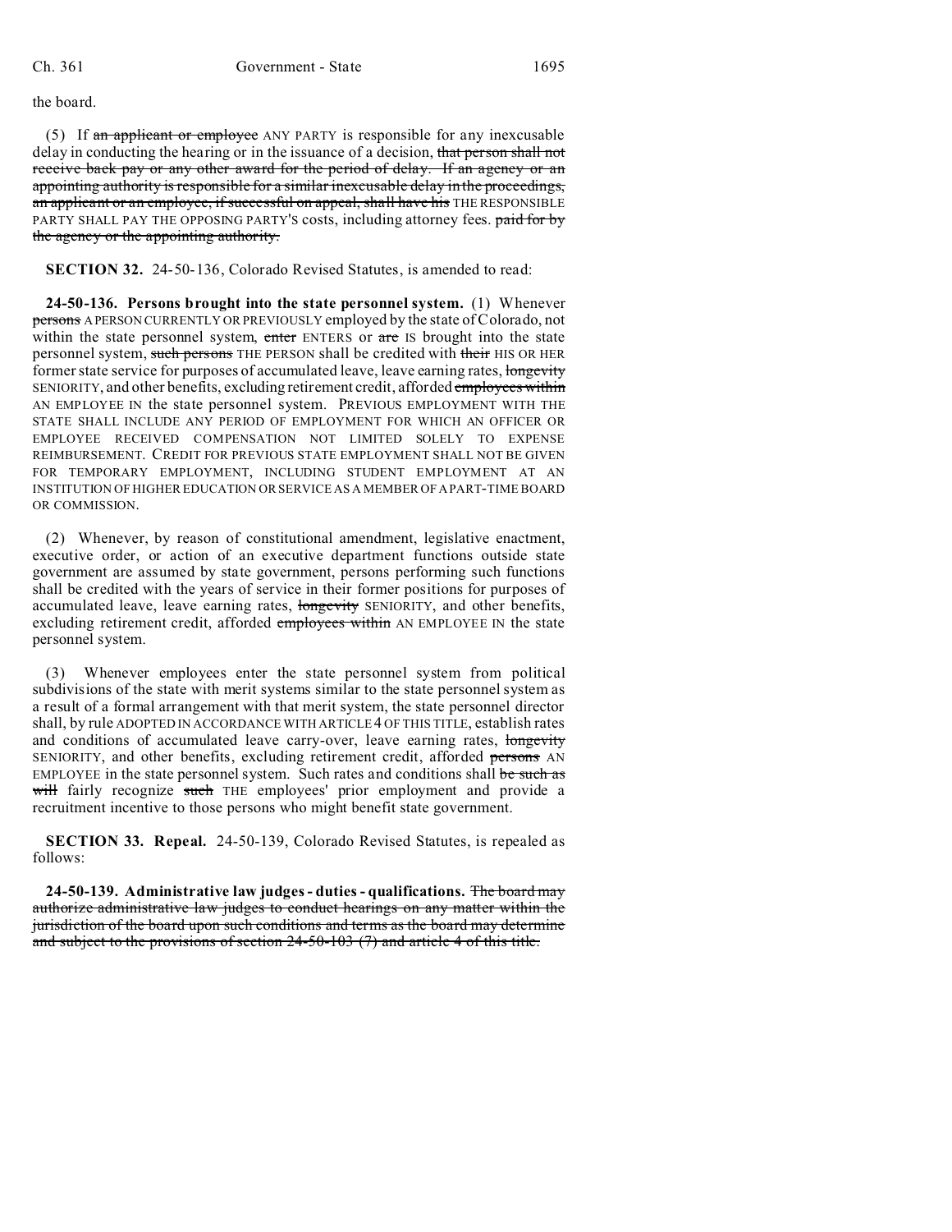the board.

(5) If ~~an applicant or employee~~ ANY PARTY is responsible for any inexcusable delay in conducting the hearing or in the issuance of a decision, ~~that person shall not receive back pay or any other award for the period of delay. If an agency or an appointing authority is responsible for a similar inexcusable delay in the proceedings, an applicant or an employee, if successful on appeal, shall have his~~ THE RESPONSIBLE PARTY SHALL PAY THE OPPOSING PARTY'S costs, including attorney fees. ~~paid for by the agency or the appointing authority.~~

**SECTION 32.** 24-50-136, Colorado Revised Statutes, is amended to read:

**24-50-136. Persons brought into the state personnel system.** (1) Whenever ~~persons~~ A PERSON CURRENTLY OR PREVIOUSLY employed by the state of Colorado, not within the state personnel system, ~~enter~~ ENTERS or ~~are~~ IS brought into the state personnel system, ~~such persons~~ THE PERSON shall be credited with ~~their~~ HIS OR HER former state service for purposes of accumulated leave, leave earning rates, ~~longevity~~ SENIORITY, and other benefits, excluding retirement credit, afforded ~~employees within~~ AN EMPLOYEE IN the state personnel system. PREVIOUS EMPLOYMENT WITH THE STATE SHALL INCLUDE ANY PERIOD OF EMPLOYMENT FOR WHICH AN OFFICER OR EMPLOYEE RECEIVED COMPENSATION NOT LIMITED SOLELY TO EXPENSE REIMBURSEMENT. CREDIT FOR PREVIOUS STATE EMPLOYMENT SHALL NOT BE GIVEN FOR TEMPORARY EMPLOYMENT, INCLUDING STUDENT EMPLOYMENT AT AN INSTITUTION OF HIGHER EDUCATION OR SERVICE AS A MEMBER OF A PART-TIME BOARD OR COMMISSION.

(2) Whenever, by reason of constitutional amendment, legislative enactment, executive order, or action of an executive department functions outside state government are assumed by state government, persons performing such functions shall be credited with the years of service in their former positions for purposes of accumulated leave, leave earning rates, ~~longevity~~ SENIORITY, and other benefits, excluding retirement credit, afforded ~~employees within~~ AN EMPLOYEE IN the state personnel system.

(3) Whenever employees enter the state personnel system from political subdivisions of the state with merit systems similar to the state personnel system as a result of a formal arrangement with that merit system, the state personnel director shall, by rule ADOPTED IN ACCORDANCE WITH ARTICLE 4 OF THIS TITLE, establish rates and conditions of accumulated leave carry-over, leave earning rates, ~~longevity~~ SENIORITY, and other benefits, excluding retirement credit, afforded ~~persons~~ AN EMPLOYEE in the state personnel system. Such rates and conditions shall ~~be such as will~~ fairly recognize ~~such~~ THE employees' prior employment and provide a recruitment incentive to those persons who might benefit state government.

**SECTION 33. Repeal.** 24-50-139, Colorado Revised Statutes, is repealed as follows:

**24-50-139. Administrative law judges - duties - qualifications.** ~~The board may authorize administrative law judges to conduct hearings on any matter within the jurisdiction of the board upon such conditions and terms as the board may determine and subject to the provisions of section 24-50-103 (7) and article 4 of this title.~~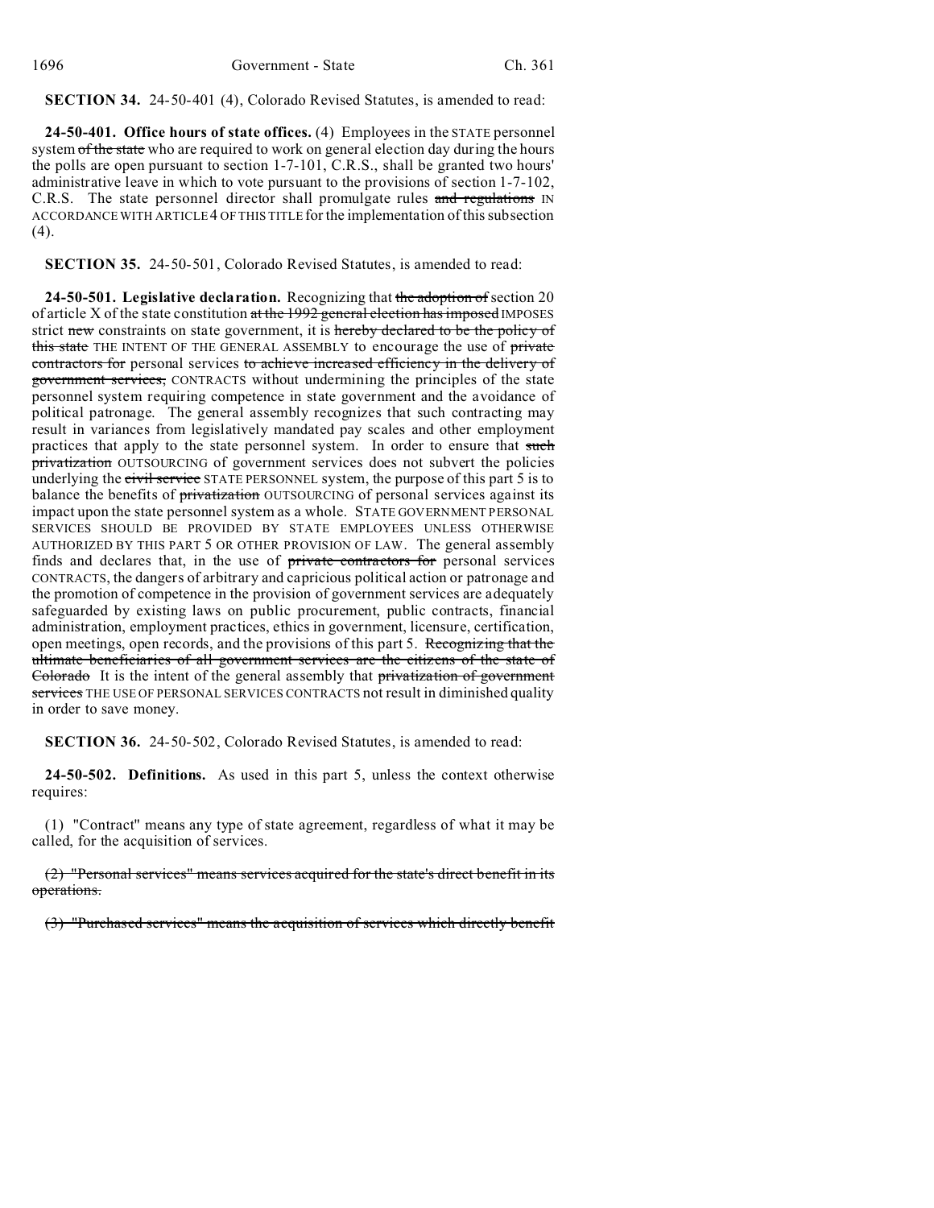**SECTION 34.** 24-50-401 (4), Colorado Revised Statutes, is amended to read:

**24-50-401. Office hours of state offices.** (4) Employees in the STATE personnel system ~~of the state~~ who are required to work on general election day during the hours the polls are open pursuant to section 1-7-101, C.R.S., shall be granted two hours' administrative leave in which to vote pursuant to the provisions of section 1-7-102, C.R.S. The state personnel director shall promulgate rules ~~and regulations~~ IN ACCORDANCE WITH ARTICLE 4 OF THIS TITLE for the implementation of this subsection (4).

**SECTION 35.** 24-50-501, Colorado Revised Statutes, is amended to read:

**24-50-501. Legislative declaration.** Recognizing that ~~the adoption of~~ section 20 of article X of the state constitution ~~at the 1992 general election has imposed~~ IMPOSES strict ~~new~~ constraints on state government, it is ~~hereby declared to be the policy of this state~~ THE INTENT OF THE GENERAL ASSEMBLY to encourage the use of ~~private contractors for~~ personal services ~~to achieve increased efficiency in the delivery of government services,~~ CONTRACTS without undermining the principles of the state personnel system requiring competence in state government and the avoidance of political patronage. The general assembly recognizes that such contracting may result in variances from legislatively mandated pay scales and other employment practices that apply to the state personnel system. In order to ensure that ~~such privatization~~ OUTSOURCING of government services does not subvert the policies underlying the ~~civil service~~ STATE PERSONNEL system, the purpose of this part 5 is to balance the benefits of ~~privatization~~ OUTSOURCING of personal services against its impact upon the state personnel system as a whole. STATE GOVERNMENT PERSONAL SERVICES SHOULD BE PROVIDED BY STATE EMPLOYEES UNLESS OTHERWISE AUTHORIZED BY THIS PART 5 OR OTHER PROVISION OF LAW. The general assembly finds and declares that, in the use of ~~private contractors for~~ personal services CONTRACTS, the dangers of arbitrary and capricious political action or patronage and the promotion of competence in the provision of government services are adequately safeguarded by existing laws on public procurement, public contracts, financial administration, employment practices, ethics in government, licensure, certification, open meetings, open records, and the provisions of this part 5. ~~Recognizing that the ultimate beneficiaries of all government services are the citizens of the state of Colorado~~ It is the intent of the general assembly that ~~privatization of government services~~ THE USE OF PERSONAL SERVICES CONTRACTS not result in diminished quality in order to save money.

**SECTION 36.** 24-50-502, Colorado Revised Statutes, is amended to read:

**24-50-502. Definitions.** As used in this part 5, unless the context otherwise requires:

(1) "Contract" means any type of state agreement, regardless of what it may be called, for the acquisition of services.

~~(2) "Personal services" means services acquired for the state's direct benefit in its operations.~~

~~(3) "Purchased services" means the acquisition of services which directly benefit~~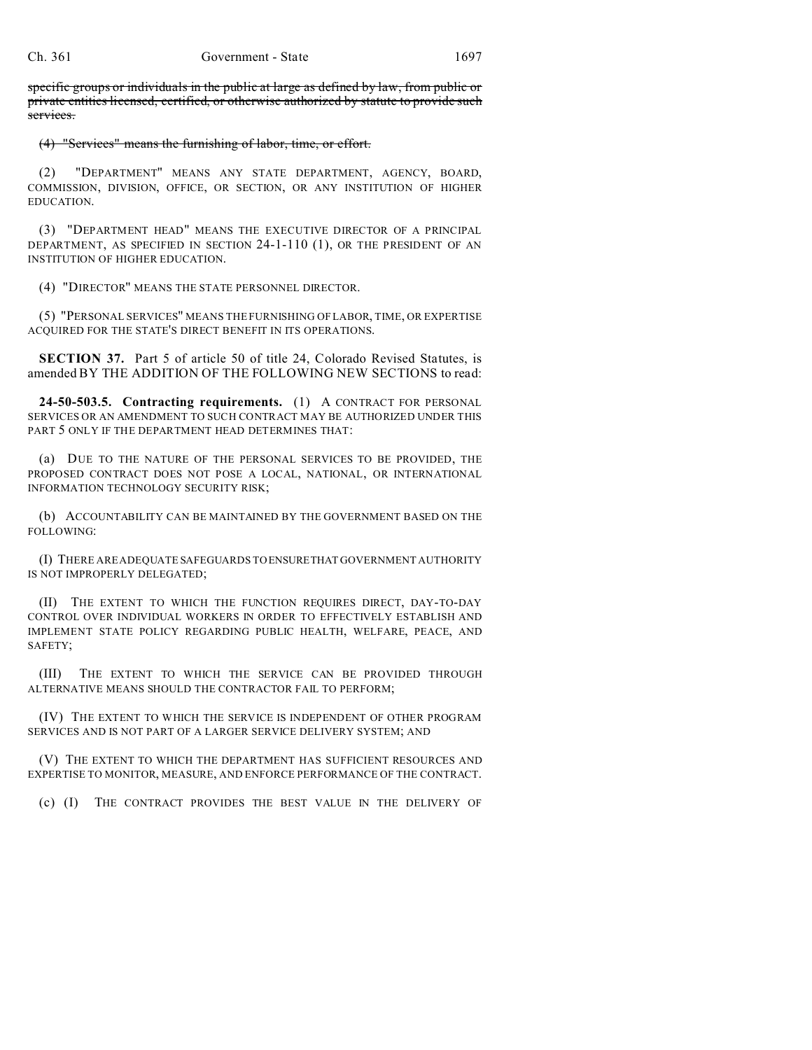~~specific groups or individuals in the public at large as defined by law, from public or private entities licensed, certified, or otherwise authorized by statute to provide such services.~~

~~(4) "Services" means the furnishing of labor, time, or effort.~~

(2) "DEPARTMENT" MEANS ANY STATE DEPARTMENT, AGENCY, BOARD, COMMISSION, DIVISION, OFFICE, OR SECTION, OR ANY INSTITUTION OF HIGHER EDUCATION.

(3) "DEPARTMENT HEAD" MEANS THE EXECUTIVE DIRECTOR OF A PRINCIPAL DEPARTMENT, AS SPECIFIED IN SECTION 24-1-110 (1), OR THE PRESIDENT OF AN INSTITUTION OF HIGHER EDUCATION.

(4) "DIRECTOR" MEANS THE STATE PERSONNEL DIRECTOR.

(5) "PERSONAL SERVICES" MEANS THE FURNISHING OF LABOR, TIME, OR EXPERTISE ACQUIRED FOR THE STATE'S DIRECT BENEFIT IN ITS OPERATIONS.

**SECTION 37.** Part 5 of article 50 of title 24, Colorado Revised Statutes, is amended BY THE ADDITION OF THE FOLLOWING NEW SECTIONS to read:

**24-50-503.5. Contracting requirements.** (1) A CONTRACT FOR PERSONAL SERVICES OR AN AMENDMENT TO SUCH CONTRACT MAY BE AUTHORIZED UNDER THIS PART 5 ONLY IF THE DEPARTMENT HEAD DETERMINES THAT:

(a) DUE TO THE NATURE OF THE PERSONAL SERVICES TO BE PROVIDED, THE PROPOSED CONTRACT DOES NOT POSE A LOCAL, NATIONAL, OR INTERNATIONAL INFORMATION TECHNOLOGY SECURITY RISK;

(b) ACCOUNTABILITY CAN BE MAINTAINED BY THE GOVERNMENT BASED ON THE FOLLOWING:

(I) THERE ARE ADEQUATE SAFEGUARDS TO ENSURE THAT GOVERNMENT AUTHORITY IS NOT IMPROPERLY DELEGATED;

(II) THE EXTENT TO WHICH THE FUNCTION REQUIRES DIRECT, DAY-TO-DAY CONTROL OVER INDIVIDUAL WORKERS IN ORDER TO EFFECTIVELY ESTABLISH AND IMPLEMENT STATE POLICY REGARDING PUBLIC HEALTH, WELFARE, PEACE, AND SAFETY;

(III) THE EXTENT TO WHICH THE SERVICE CAN BE PROVIDED THROUGH ALTERNATIVE MEANS SHOULD THE CONTRACTOR FAIL TO PERFORM;

(IV) THE EXTENT TO WHICH THE SERVICE IS INDEPENDENT OF OTHER PROGRAM SERVICES AND IS NOT PART OF A LARGER SERVICE DELIVERY SYSTEM; AND

(V) THE EXTENT TO WHICH THE DEPARTMENT HAS SUFFICIENT RESOURCES AND EXPERTISE TO MONITOR, MEASURE, AND ENFORCE PERFORMANCE OF THE CONTRACT.

(c) (I) THE CONTRACT PROVIDES THE BEST VALUE IN THE DELIVERY OF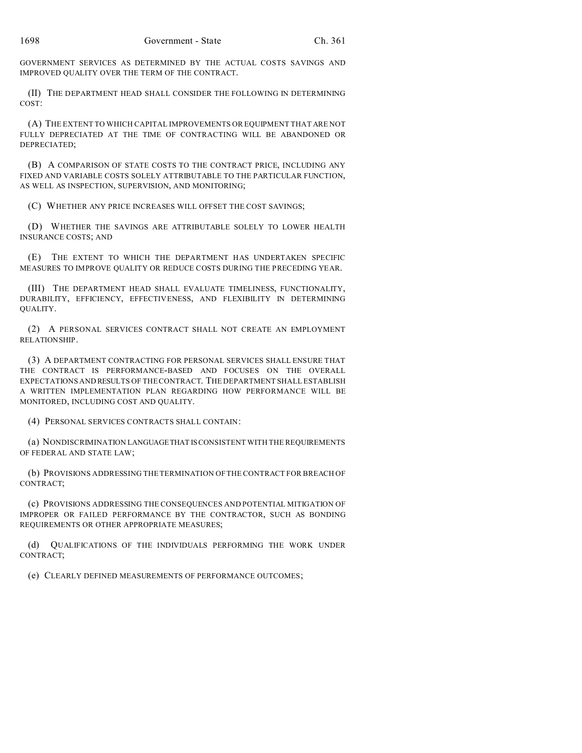GOVERNMENT SERVICES AS DETERMINED BY THE ACTUAL COSTS SAVINGS AND IMPROVED QUALITY OVER THE TERM OF THE CONTRACT.

(II) THE DEPARTMENT HEAD SHALL CONSIDER THE FOLLOWING IN DETERMINING COST:

(A) THE EXTENT TO WHICH CAPITAL IMPROVEMENTS OR EQUIPMENT THAT ARE NOT FULLY DEPRECIATED AT THE TIME OF CONTRACTING WILL BE ABANDONED OR DEPRECIATED;

(B) A COMPARISON OF STATE COSTS TO THE CONTRACT PRICE, INCLUDING ANY FIXED AND VARIABLE COSTS SOLELY ATTRIBUTABLE TO THE PARTICULAR FUNCTION, AS WELL AS INSPECTION, SUPERVISION, AND MONITORING;

(C) WHETHER ANY PRICE INCREASES WILL OFFSET THE COST SAVINGS;

(D) WHETHER THE SAVINGS ARE ATTRIBUTABLE SOLELY TO LOWER HEALTH INSURANCE COSTS; AND

(E) THE EXTENT TO WHICH THE DEPARTMENT HAS UNDERTAKEN SPECIFIC MEASURES TO IMPROVE QUALITY OR REDUCE COSTS DURING THE PRECEDING YEAR.

(III) THE DEPARTMENT HEAD SHALL EVALUATE TIMELINESS, FUNCTIONALITY, DURABILITY, EFFICIENCY, EFFECTIVENESS, AND FLEXIBILITY IN DETERMINING QUALITY.

(2) A PERSONAL SERVICES CONTRACT SHALL NOT CREATE AN EMPLOYMENT RELATIONSHIP.

(3) A DEPARTMENT CONTRACTING FOR PERSONAL SERVICES SHALL ENSURE THAT THE CONTRACT IS PERFORMANCE-BASED AND FOCUSES ON THE OVERALL EXPECTATIONS AND RESULTS OF THE CONTRACT. THE DEPARTMENT SHALL ESTABLISH A WRITTEN IMPLEMENTATION PLAN REGARDING HOW PERFORMANCE WILL BE MONITORED, INCLUDING COST AND QUALITY.

(4) PERSONAL SERVICES CONTRACTS SHALL CONTAIN:

(a) NONDISCRIMINATION LANGUAGE THAT IS CONSISTENT WITH THE REQUIREMENTS OF FEDERAL AND STATE LAW;

(b) PROVISIONS ADDRESSING THE TERMINATION OF THE CONTRACT FOR BREACH OF CONTRACT;

(c) PROVISIONS ADDRESSING THE CONSEQUENCES AND POTENTIAL MITIGATION OF IMPROPER OR FAILED PERFORMANCE BY THE CONTRACTOR, SUCH AS BONDING REQUIREMENTS OR OTHER APPROPRIATE MEASURES;

(d) QUALIFICATIONS OF THE INDIVIDUALS PERFORMING THE WORK UNDER CONTRACT;

(e) CLEARLY DEFINED MEASUREMENTS OF PERFORMANCE OUTCOMES;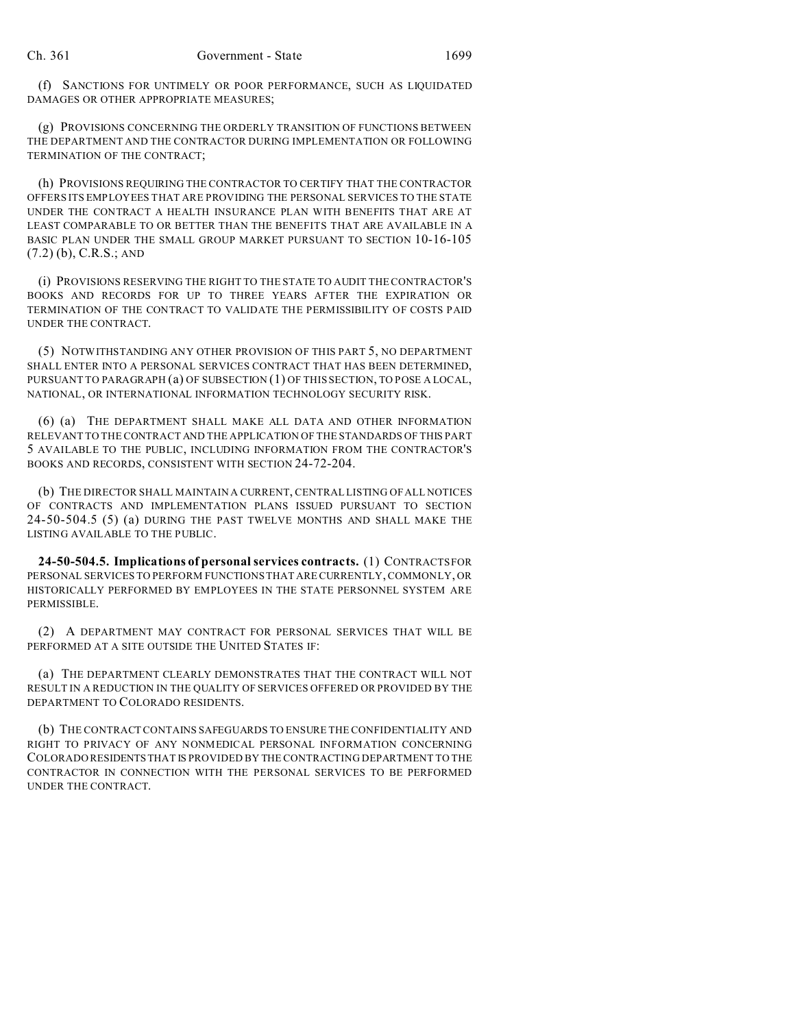(f) SANCTIONS FOR UNTIMELY OR POOR PERFORMANCE, SUCH AS LIQUIDATED DAMAGES OR OTHER APPROPRIATE MEASURES;

(g) PROVISIONS CONCERNING THE ORDERLY TRANSITION OF FUNCTIONS BETWEEN THE DEPARTMENT AND THE CONTRACTOR DURING IMPLEMENTATION OR FOLLOWING TERMINATION OF THE CONTRACT;

(h) PROVISIONS REQUIRING THE CONTRACTOR TO CERTIFY THAT THE CONTRACTOR OFFERS ITS EMPLOYEES THAT ARE PROVIDING THE PERSONAL SERVICES TO THE STATE UNDER THE CONTRACT A HEALTH INSURANCE PLAN WITH BENEFITS THAT ARE AT LEAST COMPARABLE TO OR BETTER THAN THE BENEFITS THAT ARE AVAILABLE IN A BASIC PLAN UNDER THE SMALL GROUP MARKET PURSUANT TO SECTION 10-16-105 (7.2) (b), C.R.S.; AND

(i) PROVISIONS RESERVING THE RIGHT TO THE STATE TO AUDIT THE CONTRACTOR'S BOOKS AND RECORDS FOR UP TO THREE YEARS AFTER THE EXPIRATION OR TERMINATION OF THE CONTRACT TO VALIDATE THE PERMISSIBILITY OF COSTS PAID UNDER THE CONTRACT.

(5) NOTWITHSTANDING ANY OTHER PROVISION OF THIS PART 5, NO DEPARTMENT SHALL ENTER INTO A PERSONAL SERVICES CONTRACT THAT HAS BEEN DETERMINED, PURSUANT TO PARAGRAPH (a) OF SUBSECTION (1) OF THIS SECTION, TO POSE A LOCAL, NATIONAL, OR INTERNATIONAL INFORMATION TECHNOLOGY SECURITY RISK.

(6) (a) THE DEPARTMENT SHALL MAKE ALL DATA AND OTHER INFORMATION RELEVANT TO THE CONTRACT AND THE APPLICATION OF THE STANDARDS OF THIS PART 5 AVAILABLE TO THE PUBLIC, INCLUDING INFORMATION FROM THE CONTRACTOR'S BOOKS AND RECORDS, CONSISTENT WITH SECTION 24-72-204.

(b) THE DIRECTOR SHALL MAINTAIN A CURRENT, CENTRAL LISTING OF ALL NOTICES OF CONTRACTS AND IMPLEMENTATION PLANS ISSUED PURSUANT TO SECTION 24-50-504.5 (5) (a) DURING THE PAST TWELVE MONTHS AND SHALL MAKE THE LISTING AVAILABLE TO THE PUBLIC.

**24-50-504.5. Implications of personal services contracts.** (1) CONTRACTS FOR PERSONAL SERVICES TO PERFORM FUNCTIONS THAT ARE CURRENTLY, COMMONLY, OR HISTORICALLY PERFORMED BY EMPLOYEES IN THE STATE PERSONNEL SYSTEM ARE PERMISSIBLE.

(2) A DEPARTMENT MAY CONTRACT FOR PERSONAL SERVICES THAT WILL BE PERFORMED AT A SITE OUTSIDE THE UNITED STATES IF:

(a) THE DEPARTMENT CLEARLY DEMONSTRATES THAT THE CONTRACT WILL NOT RESULT IN A REDUCTION IN THE QUALITY OF SERVICES OFFERED OR PROVIDED BY THE DEPARTMENT TO COLORADO RESIDENTS.

(b) THE CONTRACT CONTAINS SAFEGUARDS TO ENSURE THE CONFIDENTIALITY AND RIGHT TO PRIVACY OF ANY NONMEDICAL PERSONAL INFORMATION CONCERNING COLORADO RESIDENTS THAT IS PROVIDED BY THE CONTRACTING DEPARTMENT TO THE CONTRACTOR IN CONNECTION WITH THE PERSONAL SERVICES TO BE PERFORMED UNDER THE CONTRACT.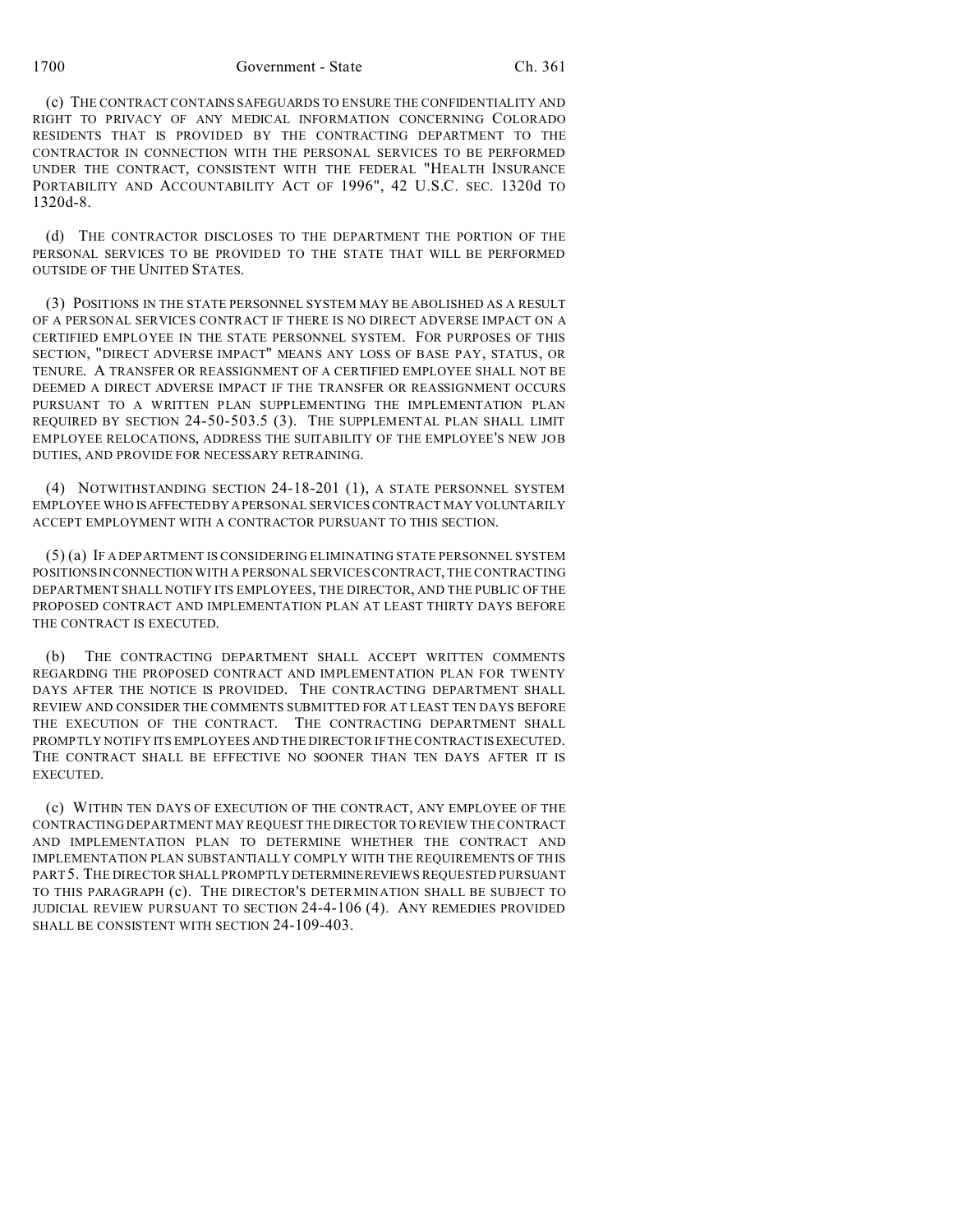(c) THE CONTRACT CONTAINS SAFEGUARDS TO ENSURE THE CONFIDENTIALITY AND RIGHT TO PRIVACY OF ANY MEDICAL INFORMATION CONCERNING COLORADO RESIDENTS THAT IS PROVIDED BY THE CONTRACTING DEPARTMENT TO THE CONTRACTOR IN CONNECTION WITH THE PERSONAL SERVICES TO BE PERFORMED UNDER THE CONTRACT, CONSISTENT WITH THE FEDERAL "HEALTH INSURANCE PORTABILITY AND ACCOUNTABILITY ACT OF 1996", 42 U.S.C. SEC. 1320d TO 1320d-8.

(d) THE CONTRACTOR DISCLOSES TO THE DEPARTMENT THE PORTION OF THE PERSONAL SERVICES TO BE PROVIDED TO THE STATE THAT WILL BE PERFORMED OUTSIDE OF THE UNITED STATES.

(3) POSITIONS IN THE STATE PERSONNEL SYSTEM MAY BE ABOLISHED AS A RESULT OF A PERSONAL SERVICES CONTRACT IF THERE IS NO DIRECT ADVERSE IMPACT ON A CERTIFIED EMPLOYEE IN THE STATE PERSONNEL SYSTEM. FOR PURPOSES OF THIS SECTION, "DIRECT ADVERSE IMPACT" MEANS ANY LOSS OF BASE PAY, STATUS, OR TENURE. A TRANSFER OR REASSIGNMENT OF A CERTIFIED EMPLOYEE SHALL NOT BE DEEMED A DIRECT ADVERSE IMPACT IF THE TRANSFER OR REASSIGNMENT OCCURS PURSUANT TO A WRITTEN PLAN SUPPLEMENTING THE IMPLEMENTATION PLAN REQUIRED BY SECTION 24-50-503.5 (3). THE SUPPLEMENTAL PLAN SHALL LIMIT EMPLOYEE RELOCATIONS, ADDRESS THE SUITABILITY OF THE EMPLOYEE'S NEW JOB DUTIES, AND PROVIDE FOR NECESSARY RETRAINING.

(4) NOTWITHSTANDING SECTION 24-18-201 (1), A STATE PERSONNEL SYSTEM EMPLOYEE WHO IS AFFECTED BY A PERSONAL SERVICES CONTRACT MAY VOLUNTARILY ACCEPT EMPLOYMENT WITH A CONTRACTOR PURSUANT TO THIS SECTION.

(5) (a) IF A DEPARTMENT IS CONSIDERING ELIMINATING STATE PERSONNEL SYSTEM POSITIONS IN CONNECTION WITH A PERSONAL SERVICES CONTRACT, THE CONTRACTING DEPARTMENT SHALL NOTIFY ITS EMPLOYEES, THE DIRECTOR, AND THE PUBLIC OF THE PROPOSED CONTRACT AND IMPLEMENTATION PLAN AT LEAST THIRTY DAYS BEFORE THE CONTRACT IS EXECUTED.

(b) THE CONTRACTING DEPARTMENT SHALL ACCEPT WRITTEN COMMENTS REGARDING THE PROPOSED CONTRACT AND IMPLEMENTATION PLAN FOR TWENTY DAYS AFTER THE NOTICE IS PROVIDED. THE CONTRACTING DEPARTMENT SHALL REVIEW AND CONSIDER THE COMMENTS SUBMITTED FOR AT LEAST TEN DAYS BEFORE THE EXECUTION OF THE CONTRACT. THE CONTRACTING DEPARTMENT SHALL PROMPTLY NOTIFY ITS EMPLOYEES AND THE DIRECTOR IF THE CONTRACT IS EXECUTED. THE CONTRACT SHALL BE EFFECTIVE NO SOONER THAN TEN DAYS AFTER IT IS EXECUTED.

(c) WITHIN TEN DAYS OF EXECUTION OF THE CONTRACT, ANY EMPLOYEE OF THE CONTRACTING DEPARTMENT MAY REQUEST THE DIRECTOR TO REVIEW THE CONTRACT AND IMPLEMENTATION PLAN TO DETERMINE WHETHER THE CONTRACT AND IMPLEMENTATION PLAN SUBSTANTIALLY COMPLY WITH THE REQUIREMENTS OF THIS PART 5. THE DIRECTOR SHALL PROMPTLY DETERMINE REVIEWS REQUESTED PURSUANT TO THIS PARAGRAPH (c). THE DIRECTOR'S DETERMINATION SHALL BE SUBJECT TO JUDICIAL REVIEW PURSUANT TO SECTION 24-4-106 (4). ANY REMEDIES PROVIDED SHALL BE CONSISTENT WITH SECTION 24-109-403.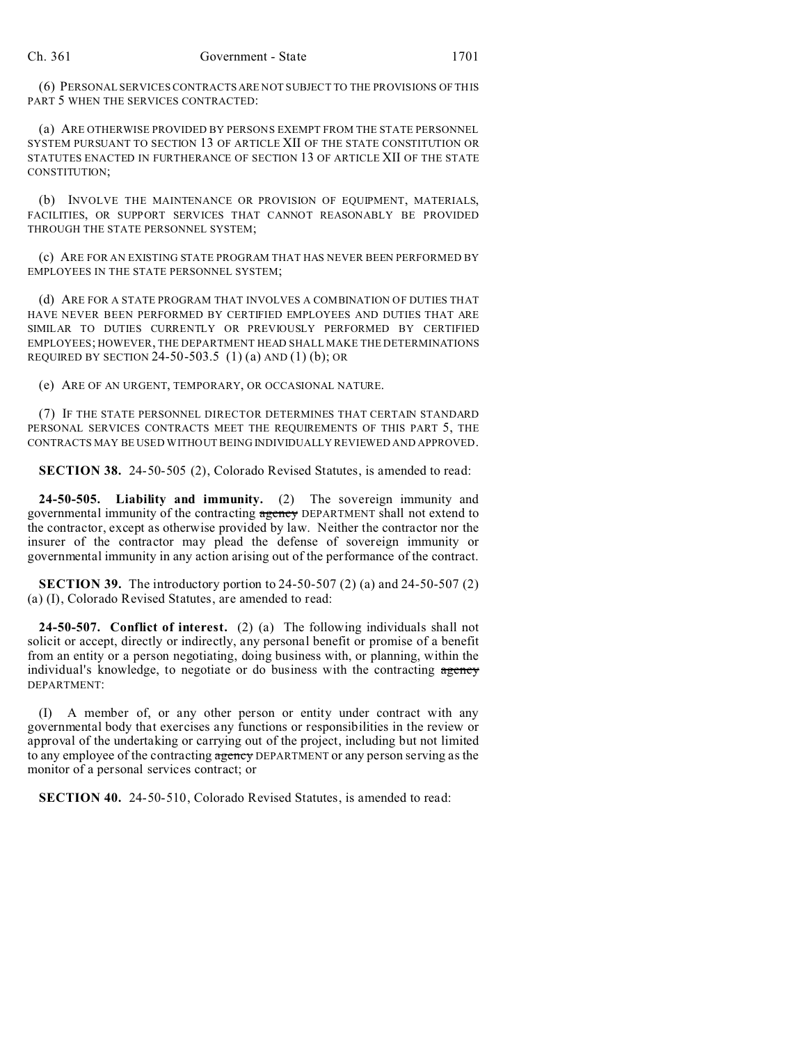(6) PERSONAL SERVICES CONTRACTS ARE NOT SUBJECT TO THE PROVISIONS OF THIS PART 5 WHEN THE SERVICES CONTRACTED:

(a) ARE OTHERWISE PROVIDED BY PERSONS EXEMPT FROM THE STATE PERSONNEL SYSTEM PURSUANT TO SECTION 13 OF ARTICLE XII OF THE STATE CONSTITUTION OR STATUTES ENACTED IN FURTHERANCE OF SECTION 13 OF ARTICLE XII OF THE STATE CONSTITUTION;

(b) INVOLVE THE MAINTENANCE OR PROVISION OF EQUIPMENT, MATERIALS, FACILITIES, OR SUPPORT SERVICES THAT CANNOT REASONABLY BE PROVIDED THROUGH THE STATE PERSONNEL SYSTEM;

(c) ARE FOR AN EXISTING STATE PROGRAM THAT HAS NEVER BEEN PERFORMED BY EMPLOYEES IN THE STATE PERSONNEL SYSTEM;

(d) ARE FOR A STATE PROGRAM THAT INVOLVES A COMBINATION OF DUTIES THAT HAVE NEVER BEEN PERFORMED BY CERTIFIED EMPLOYEES AND DUTIES THAT ARE SIMILAR TO DUTIES CURRENTLY OR PREVIOUSLY PERFORMED BY CERTIFIED EMPLOYEES; HOWEVER, THE DEPARTMENT HEAD SHALL MAKE THE DETERMINATIONS REQUIRED BY SECTION 24-50-503.5 (1) (a) AND (1) (b); OR

(e) ARE OF AN URGENT, TEMPORARY, OR OCCASIONAL NATURE.

(7) IF THE STATE PERSONNEL DIRECTOR DETERMINES THAT CERTAIN STANDARD PERSONAL SERVICES CONTRACTS MEET THE REQUIREMENTS OF THIS PART 5, THE CONTRACTS MAY BE USED WITHOUT BEING INDIVIDUALLY REVIEWED AND APPROVED.

**SECTION 38.** 24-50-505 (2), Colorado Revised Statutes, is amended to read:

**24-50-505. Liability and immunity.** (2) The sovereign immunity and governmental immunity of the contracting ~~agency~~ DEPARTMENT shall not extend to the contractor, except as otherwise provided by law. Neither the contractor nor the insurer of the contractor may plead the defense of sovereign immunity or governmental immunity in any action arising out of the performance of the contract.

**SECTION 39.** The introductory portion to 24-50-507 (2) (a) and 24-50-507 (2) (a) (I), Colorado Revised Statutes, are amended to read:

**24-50-507. Conflict of interest.** (2) (a) The following individuals shall not solicit or accept, directly or indirectly, any personal benefit or promise of a benefit from an entity or a person negotiating, doing business with, or planning, within the individual's knowledge, to negotiate or do business with the contracting ~~agency~~ DEPARTMENT:

(I) A member of, or any other person or entity under contract with any governmental body that exercises any functions or responsibilities in the review or approval of the undertaking or carrying out of the project, including but not limited to any employee of the contracting ~~agency~~ DEPARTMENT or any person serving as the monitor of a personal services contract; or

**SECTION 40.** 24-50-510, Colorado Revised Statutes, is amended to read: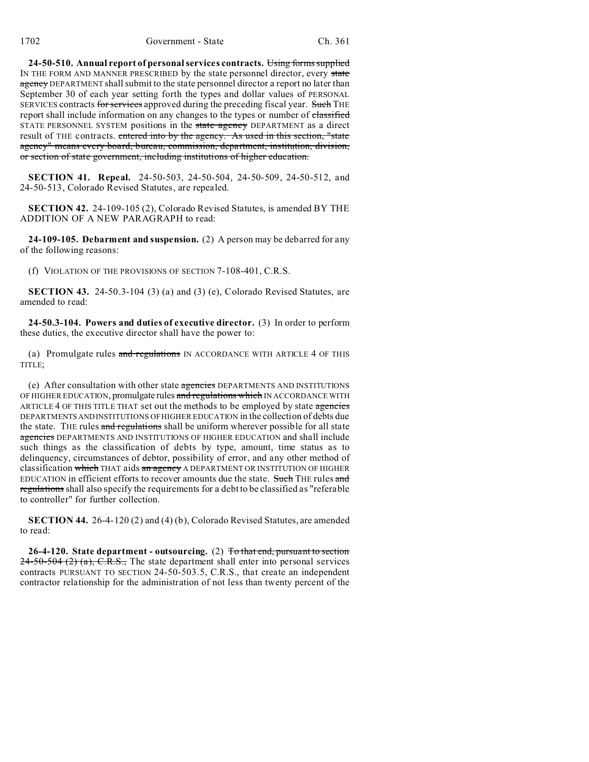**24-50-510. Annual report of personal services contracts.** ~~Using forms supplied~~ IN THE FORM AND MANNER PRESCRIBED by the state personnel director, every ~~state agency~~ DEPARTMENT shall submit to the state personnel director a report no later than September 30 of each year setting forth the types and dollar values of PERSONAL SERVICES contracts ~~for services~~ approved during the preceding fiscal year. ~~Such~~ THE report shall include information on any changes to the types or number of ~~classified~~ STATE PERSONNEL SYSTEM positions in the ~~state agency~~ DEPARTMENT as a direct result of THE contracts. ~~entered into by the agency. As used in this section, "state agency" means every board, bureau, commission, department, institution, division, or section of state government, including institutions of higher education.~~

**SECTION 41. Repeal.** 24-50-503, 24-50-504, 24-50-509, 24-50-512, and 24-50-513, Colorado Revised Statutes, are repealed.

**SECTION 42.** 24-109-105 (2), Colorado Revised Statutes, is amended BY THE ADDITION OF A NEW PARAGRAPH to read:

**24-109-105. Debarment and suspension.** (2) A person may be debarred for any of the following reasons:

(f) VIOLATION OF THE PROVISIONS OF SECTION 7-108-401, C.R.S.

**SECTION 43.** 24-50.3-104 (3) (a) and (3) (e), Colorado Revised Statutes, are amended to read:

**24-50.3-104. Powers and duties of executive director.** (3) In order to perform these duties, the executive director shall have the power to:

(a) Promulgate rules ~~and regulations~~ IN ACCORDANCE WITH ARTICLE 4 OF THIS TITLE;

(e) After consultation with other state ~~agencies~~ DEPARTMENTS AND INSTITUTIONS OF HIGHER EDUCATION, promulgate rules ~~and regulations which~~ IN ACCORDANCE WITH ARTICLE 4 OF THIS TITLE THAT set out the methods to be employed by state ~~agencies~~ DEPARTMENTS AND INSTITUTIONS OF HIGHER EDUCATION in the collection of debts due the state. THE rules ~~and regulations~~ shall be uniform wherever possible for all state ~~agencies~~ DEPARTMENTS AND INSTITUTIONS OF HIGHER EDUCATION and shall include such things as the classification of debts by type, amount, time status as to delinquency, circumstances of debtor, possibility of error, and any other method of classification ~~which~~ THAT aids ~~an agency~~ A DEPARTMENT OR INSTITUTION OF HIGHER EDUCATION in efficient efforts to recover amounts due the state. ~~Such~~ THE rules ~~and regulations~~ shall also specify the requirements for a debt to be classified as "referable to controller" for further collection.

**SECTION 44.** 26-4-120 (2) and (4) (b), Colorado Revised Statutes, are amended to read:

**26-4-120. State department - outsourcing.** (2) ~~To that end, pursuant to section 24-50-504 (2) (a), C.R.S.,~~ The state department shall enter into personal services contracts PURSUANT TO SECTION 24-50-503.5, C.R.S., that create an independent contractor relationship for the administration of not less than twenty percent of the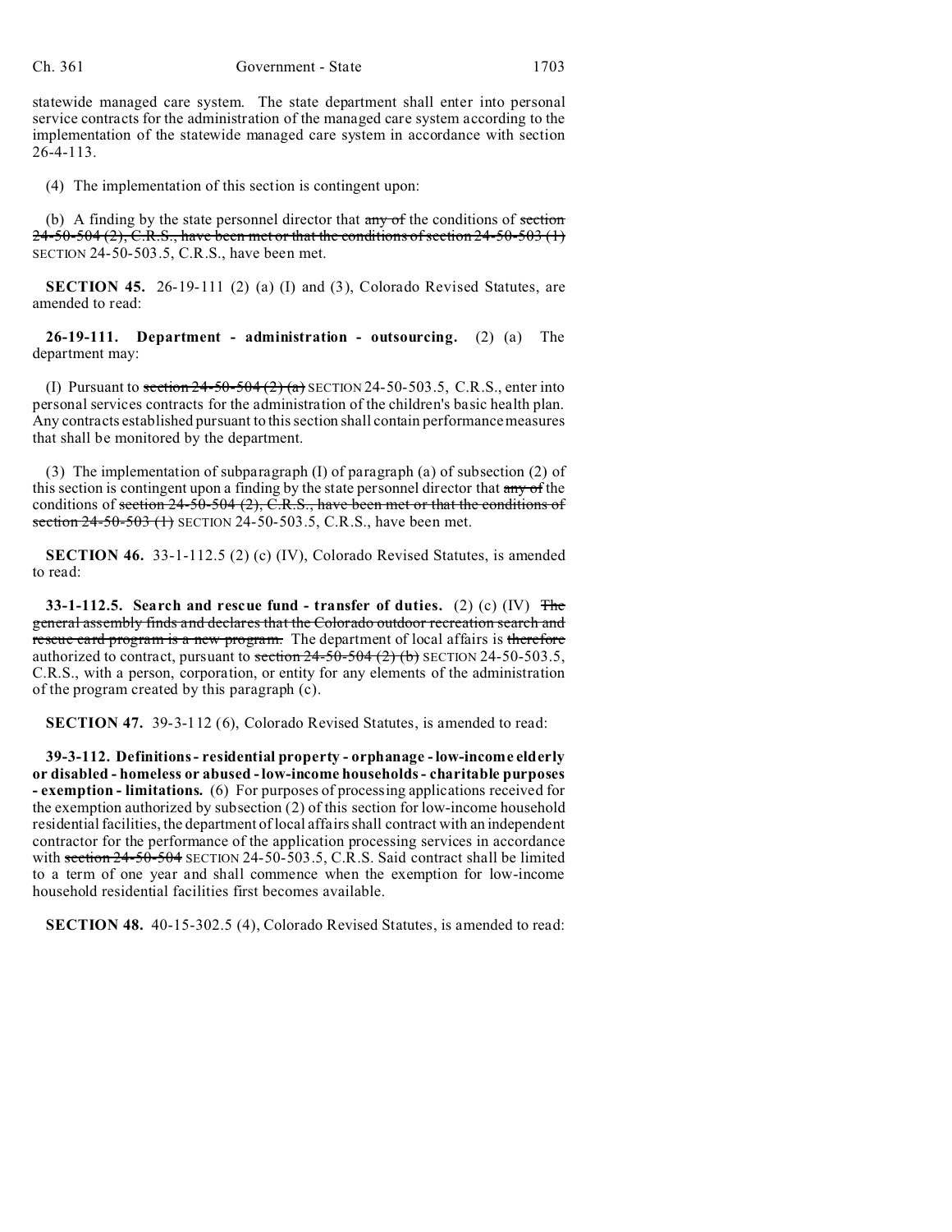statewide managed care system. The state department shall enter into personal service contracts for the administration of the managed care system according to the implementation of the statewide managed care system in accordance with section 26-4-113.

(4) The implementation of this section is contingent upon:

(b) A finding by the state personnel director that ~~any of~~ the conditions of ~~section 24-50-504 (2), C.R.S., have been met or that the conditions of section 24-50-503 (1)~~ SECTION 24-50-503.5, C.R.S., have been met.

**SECTION 45.** 26-19-111 (2) (a) (I) and (3), Colorado Revised Statutes, are amended to read:

**26-19-111. Department - administration - outsourcing.** (2) (a) The department may:

(I) Pursuant to ~~section 24-50-504 (2) (a)~~ SECTION 24-50-503.5, C.R.S., enter into personal services contracts for the administration of the children's basic health plan. Any contracts established pursuant to this section shall contain performance measures that shall be monitored by the department.

(3) The implementation of subparagraph (I) of paragraph (a) of subsection (2) of this section is contingent upon a finding by the state personnel director that ~~any of~~ the conditions of ~~section 24-50-504 (2), C.R.S., have been met or that the conditions of section 24-50-503 (1)~~ SECTION 24-50-503.5, C.R.S., have been met.

**SECTION 46.** 33-1-112.5 (2) (c) (IV), Colorado Revised Statutes, is amended to read:

**33-1-112.5. Search and rescue fund - transfer of duties.** (2) (c) (IV) ~~The general assembly finds and declares that the Colorado outdoor recreation search and rescue card program is a new program.~~ The department of local affairs is ~~therefore~~ authorized to contract, pursuant to ~~section 24-50-504 (2) (b)~~ SECTION 24-50-503.5, C.R.S., with a person, corporation, or entity for any elements of the administration of the program created by this paragraph (c).

**SECTION 47.** 39-3-112 (6), Colorado Revised Statutes, is amended to read:

**39-3-112. Definitions - residential property - orphanage - low-income elderly or disabled - homeless or abused - low-income households - charitable purposes - exemption - limitations.** (6) For purposes of processing applications received for the exemption authorized by subsection (2) of this section for low-income household residential facilities, the department of local affairs shall contract with an independent contractor for the performance of the application processing services in accordance with ~~section 24-50-504~~ SECTION 24-50-503.5, C.R.S. Said contract shall be limited to a term of one year and shall commence when the exemption for low-income household residential facilities first becomes available.

**SECTION 48.** 40-15-302.5 (4), Colorado Revised Statutes, is amended to read: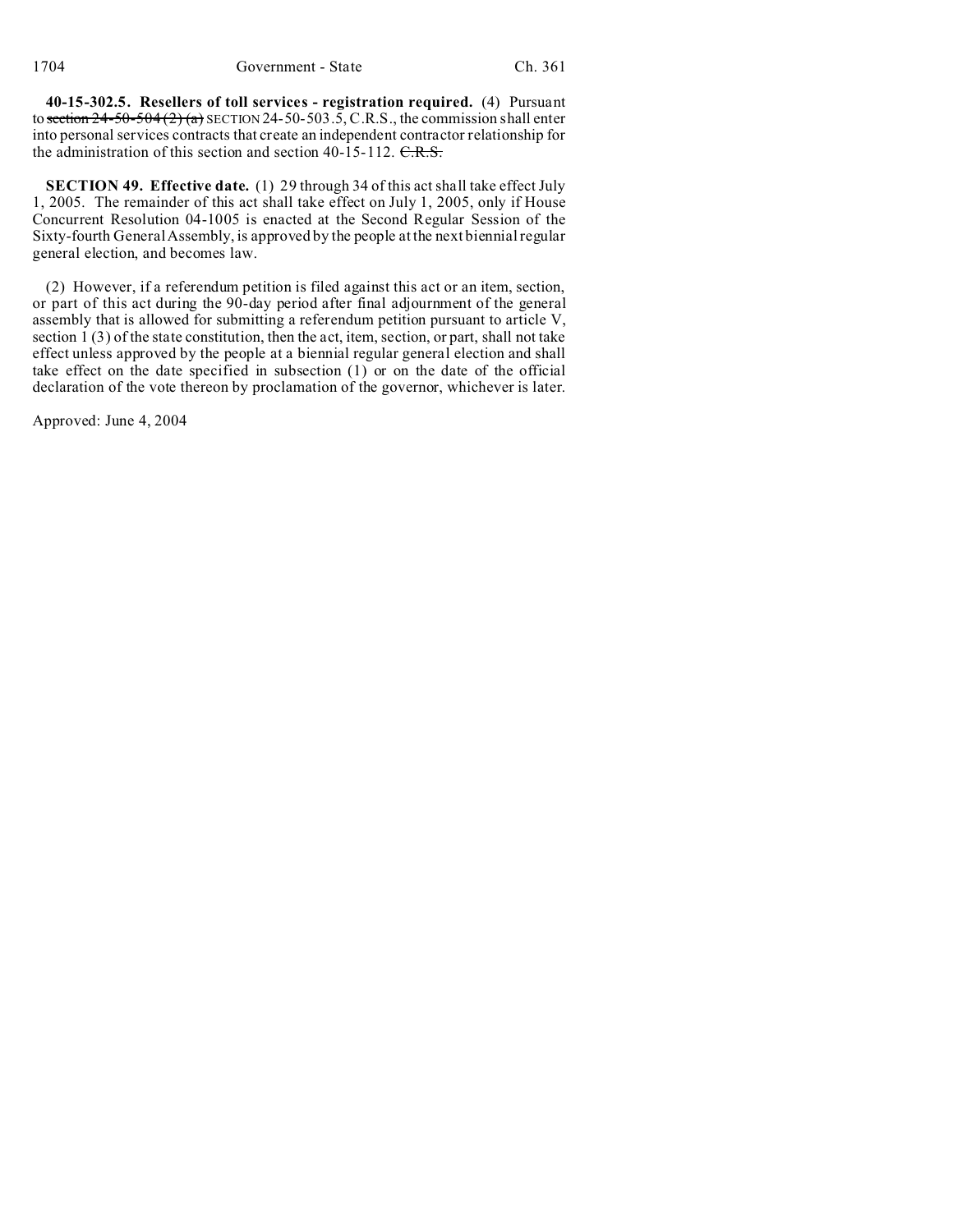**40-15-302.5. Resellers of toll services - registration required.** (4) Pursuant to ~~section 24-50-504 (2) (a)~~ SECTION 24-50-503.5, C.R.S., the commission shall enter into personal services contracts that create an independent contractor relationship for the administration of this section and section 40-15-112. ~~C.R.S.~~

**SECTION 49. Effective date.** (1) 29 through 34 of this act shall take effect July 1, 2005. The remainder of this act shall take effect on July 1, 2005, only if House Concurrent Resolution 04-1005 is enacted at the Second Regular Session of the Sixty-fourth General Assembly, is approved by the people at the next biennial regular general election, and becomes law.

(2) However, if a referendum petition is filed against this act or an item, section, or part of this act during the 90-day period after final adjournment of the general assembly that is allowed for submitting a referendum petition pursuant to article V, section 1 (3) of the state constitution, then the act, item, section, or part, shall not take effect unless approved by the people at a biennial regular general election and shall take effect on the date specified in subsection (1) or on the date of the official declaration of the vote thereon by proclamation of the governor, whichever is later.

Approved: June 4, 2004